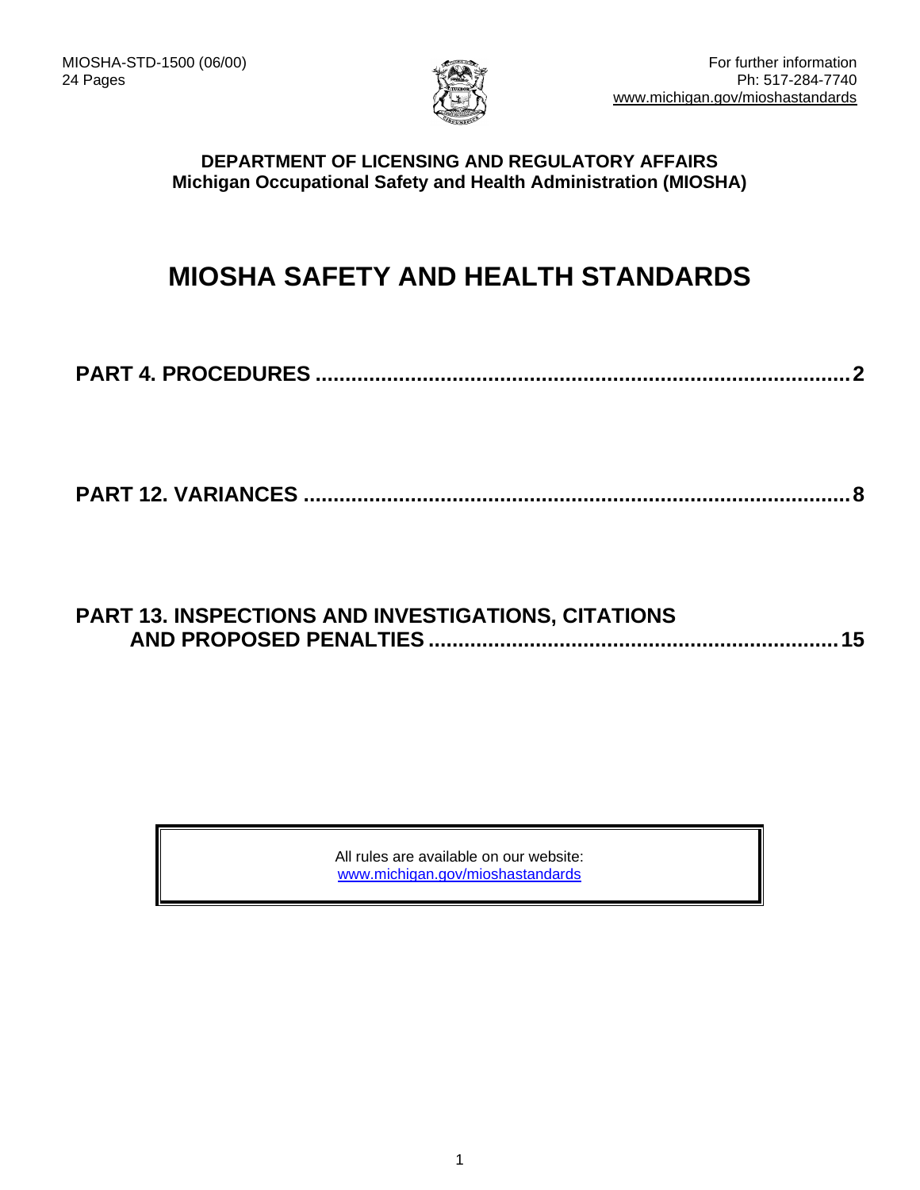MIOSHA-STD-1500 (06/00)
24 Pages

For further information
Ph: 517-284-7740
www.michigan.gov/mioshastandards

**DEPARTMENT OF LICENSING AND REGULATORY AFFAIRS**
**Michigan Occupational Safety and Health Administration (MIOSHA)**

# MIOSHA SAFETY AND HEALTH STANDARDS

**PART 4. PROCEDURES .......... 2**

**PART 12. VARIANCES .......... 8**

**PART 13. INSPECTIONS AND INVESTIGATIONS, CITATIONS AND PROPOSED PENALTIES .......... 15**

All rules are available on our website:
www.michigan.gov/mioshastandards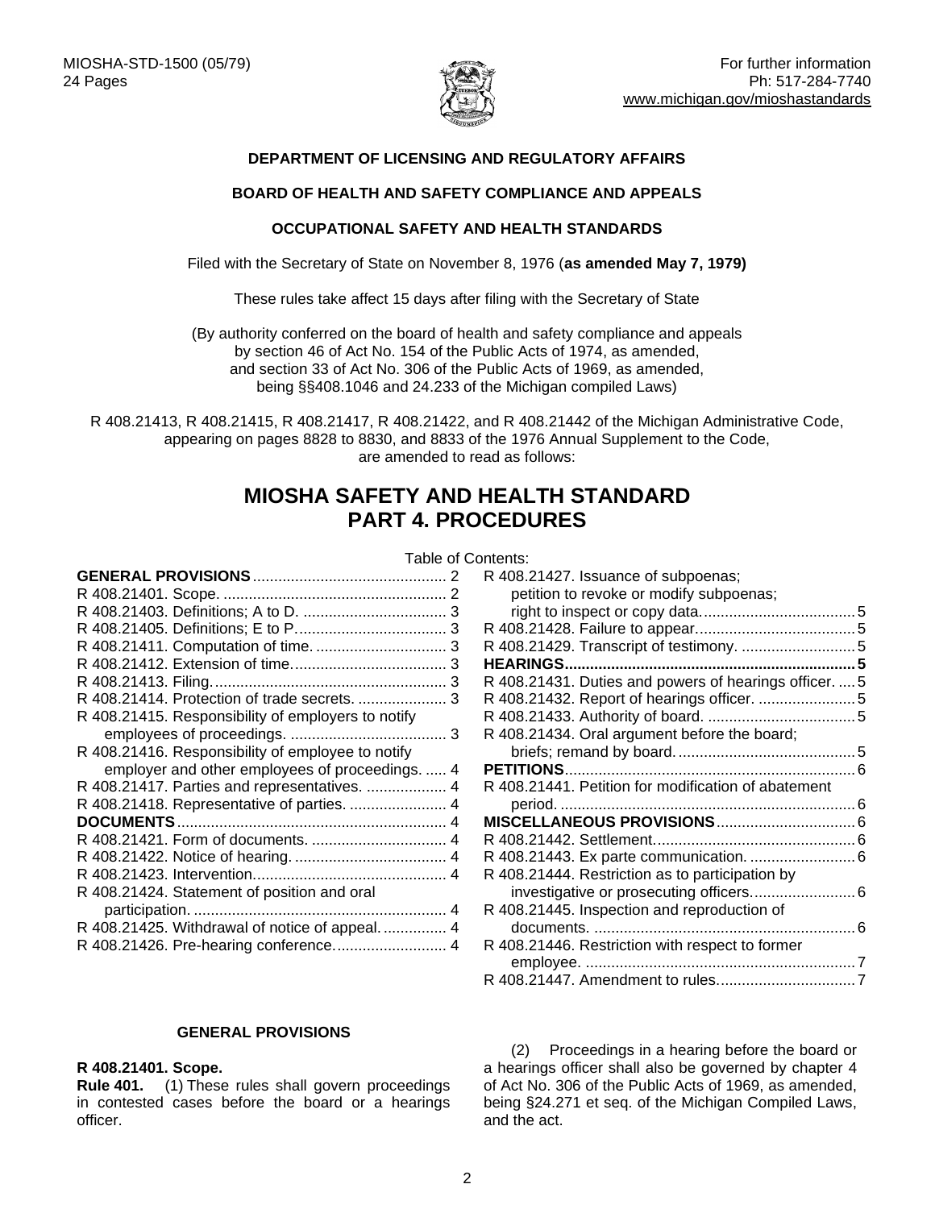MIOSHA-STD-1500 (05/79)
24 Pages

For further information
Ph: 517-284-7740
www.michigan.gov/mioshastandards

**DEPARTMENT OF LICENSING AND REGULATORY AFFAIRS**

**BOARD OF HEALTH AND SAFETY COMPLIANCE AND APPEALS**

**OCCUPATIONAL SAFETY AND HEALTH STANDARDS**

Filed with the Secretary of State on November 8, 1976 (**as amended May 7, 1979)**

These rules take affect 15 days after filing with the Secretary of State

(By authority conferred on the board of health and safety compliance and appeals by section 46 of Act No. 154 of the Public Acts of 1974, as amended, and section 33 of Act No. 306 of the Public Acts of 1969, as amended, being §§408.1046 and 24.233 of the Michigan compiled Laws)

R 408.21413, R 408.21415, R 408.21417, R 408.21422, and R 408.21442 of the Michigan Administrative Code, appearing on pages 8828 to 8830, and 8833 of the 1976 Annual Supplement to the Code, are amended to read as follows:

# MIOSHA SAFETY AND HEALTH STANDARD PART 4. PROCEDURES

Table of Contents:

**GENERAL PROVISIONS** .... 2
R 408.21401. Scope. .... 2
R 408.21403. Definitions; A to D. .... 3
R 408.21405. Definitions; E to P. .... 3
R 408.21411. Computation of time. .... 3
R 408.21412. Extension of time. .... 3
R 408.21413. Filing. .... 3
R 408.21414. Protection of trade secrets. .... 3
R 408.21415. Responsibility of employers to notify employees of proceedings. .... 3
R 408.21416. Responsibility of employee to notify employer and other employees of proceedings. .... 4
R 408.21417. Parties and representatives. .... 4
R 408.21418. Representative of parties. .... 4
**DOCUMENTS** .... 4
R 408.21421. Form of documents. .... 4
R 408.21422. Notice of hearing. .... 4
R 408.21423. Intervention. .... 4
R 408.21424. Statement of position and oral participation. .... 4
R 408.21425. Withdrawal of notice of appeal. .... 4
R 408.21426. Pre-hearing conference. .... 4
R 408.21427. Issuance of subpoenas; petition to revoke or modify subpoenas; right to inspect or copy data. .... 5
R 408.21428. Failure to appear. .... 5
R 408.21429. Transcript of testimony. .... 5
**HEARINGS** .... 5
R 408.21431. Duties and powers of hearings officer. .... 5
R 408.21432. Report of hearings officer. .... 5
R 408.21433. Authority of board. .... 5
R 408.21434. Oral argument before the board; briefs; remand by board. .... 5
**PETITIONS** .... 6
R 408.21441. Petition for modification of abatement period. .... 6
**MISCELLANEOUS PROVISIONS** .... 6
R 408.21442. Settlement. .... 6
R 408.21443. Ex parte communication. .... 6
R 408.21444. Restriction as to participation by investigative or prosecuting officers. .... 6
R 408.21445. Inspection and reproduction of documents. .... 6
R 408.21446. Restriction with respect to former employee. .... 7
R 408.21447. Amendment to rules. .... 7

## GENERAL PROVISIONS

**R 408.21401. Scope.**
**Rule 401.** (1) These rules shall govern proceedings in contested cases before the board or a hearings officer.

(2) Proceedings in a hearing before the board or a hearings officer shall also be governed by chapter 4 of Act No. 306 of the Public Acts of 1969, as amended, being §24.271 et seq. of the Michigan Compiled Laws, and the act.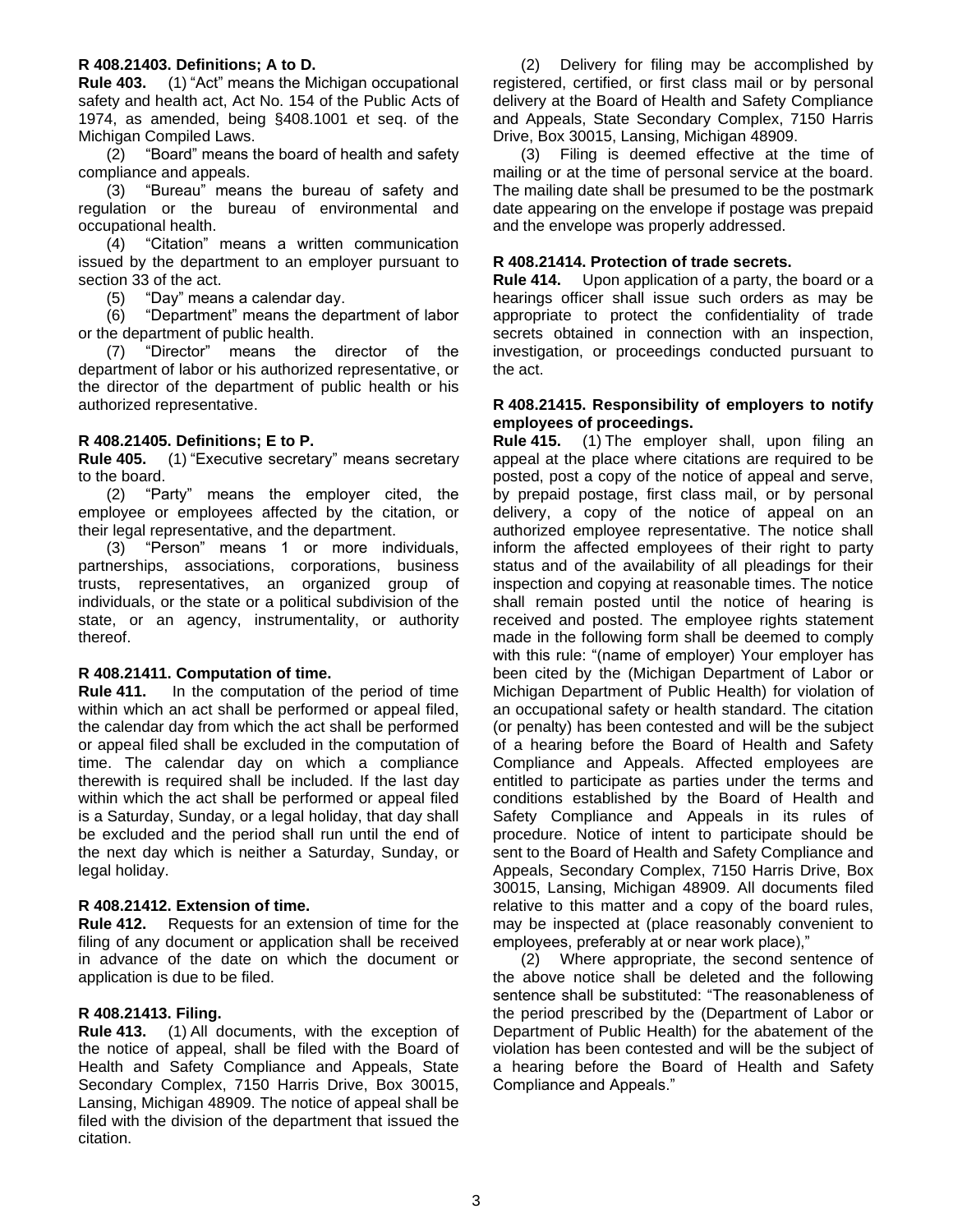**R 408.21403. Definitions; A to D.**

**Rule 403.** (1) "Act" means the Michigan occupational safety and health act, Act No. 154 of the Public Acts of 1974, as amended, being §408.1001 et seq. of the Michigan Compiled Laws.

(2) "Board" means the board of health and safety compliance and appeals.

(3) "Bureau" means the bureau of safety and regulation or the bureau of environmental and occupational health.

(4) "Citation" means a written communication issued by the department to an employer pursuant to section 33 of the act.

(5) "Day" means a calendar day.

(6) "Department" means the department of labor or the department of public health.

(7) "Director" means the director of the department of labor or his authorized representative, or the director of the department of public health or his authorized representative.

**R 408.21405. Definitions; E to P.**

**Rule 405.** (1) "Executive secretary" means secretary to the board.

(2) "Party" means the employer cited, the employee or employees affected by the citation, or their legal representative, and the department.

(3) "Person" means 1 or more individuals, partnerships, associations, corporations, business trusts, representatives, an organized group of individuals, or the state or a political subdivision of the state, or an agency, instrumentality, or authority thereof.

**R 408.21411. Computation of time.**

**Rule 411.** In the computation of the period of time within which an act shall be performed or appeal filed, the calendar day from which the act shall be performed or appeal filed shall be excluded in the computation of time. The calendar day on which a compliance therewith is required shall be included. If the last day within which the act shall be performed or appeal filed is a Saturday, Sunday, or a legal holiday, that day shall be excluded and the period shall run until the end of the next day which is neither a Saturday, Sunday, or legal holiday.

**R 408.21412. Extension of time.**

**Rule 412.** Requests for an extension of time for the filing of any document or application shall be received in advance of the date on which the document or application is due to be filed.

**R 408.21413. Filing.**

**Rule 413.** (1) All documents, with the exception of the notice of appeal, shall be filed with the Board of Health and Safety Compliance and Appeals, State Secondary Complex, 7150 Harris Drive, Box 30015, Lansing, Michigan 48909. The notice of appeal shall be filed with the division of the department that issued the citation.

(2) Delivery for filing may be accomplished by registered, certified, or first class mail or by personal delivery at the Board of Health and Safety Compliance and Appeals, State Secondary Complex, 7150 Harris Drive, Box 30015, Lansing, Michigan 48909.

(3) Filing is deemed effective at the time of mailing or at the time of personal service at the board. The mailing date shall be presumed to be the postmark date appearing on the envelope if postage was prepaid and the envelope was properly addressed.

**R 408.21414. Protection of trade secrets.**

**Rule 414.** Upon application of a party, the board or a hearings officer shall issue such orders as may be appropriate to protect the confidentiality of trade secrets obtained in connection with an inspection, investigation, or proceedings conducted pursuant to the act.

**R 408.21415. Responsibility of employers to notify employees of proceedings.**

**Rule 415.** (1) The employer shall, upon filing an appeal at the place where citations are required to be posted, post a copy of the notice of appeal and serve, by prepaid postage, first class mail, or by personal delivery, a copy of the notice of appeal on an authorized employee representative. The notice shall inform the affected employees of their right to party status and of the availability of all pleadings for their inspection and copying at reasonable times. The notice shall remain posted until the notice of hearing is received and posted. The employee rights statement made in the following form shall be deemed to comply with this rule: "(name of employer) Your employer has been cited by the (Michigan Department of Labor or Michigan Department of Public Health) for violation of an occupational safety or health standard. The citation (or penalty) has been contested and will be the subject of a hearing before the Board of Health and Safety Compliance and Appeals. Affected employees are entitled to participate as parties under the terms and conditions established by the Board of Health and Safety Compliance and Appeals in its rules of procedure. Notice of intent to participate should be sent to the Board of Health and Safety Compliance and Appeals, Secondary Complex, 7150 Harris Drive, Box 30015, Lansing, Michigan 48909. All documents filed relative to this matter and a copy of the board rules, may be inspected at (place reasonably convenient to employees, preferably at or near work place),"

(2) Where appropriate, the second sentence of the above notice shall be deleted and the following sentence shall be substituted: "The reasonableness of the period prescribed by the (Department of Labor or Department of Public Health) for the abatement of the violation has been contested and will be the subject of a hearing before the Board of Health and Safety Compliance and Appeals."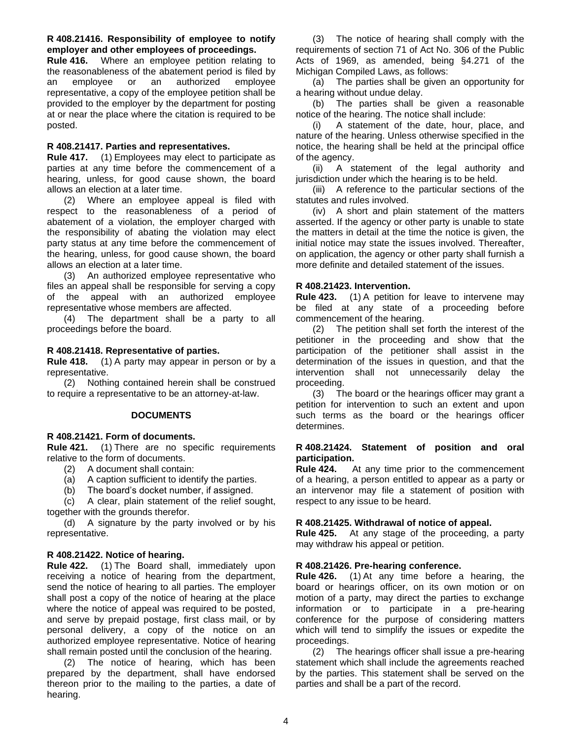**R 408.21416. Responsibility of employee to notify employer and other employees of proceedings.**

**Rule 416.** Where an employee petition relating to the reasonableness of the abatement period is filed by an employee or an authorized employee representative, a copy of the employee petition shall be provided to the employer by the department for posting at or near the place where the citation is required to be posted.

**R 408.21417. Parties and representatives.**

**Rule 417.** (1) Employees may elect to participate as parties at any time before the commencement of a hearing, unless, for good cause shown, the board allows an election at a later time.

(2) Where an employee appeal is filed with respect to the reasonableness of a period of abatement of a violation, the employer charged with the responsibility of abating the violation may elect party status at any time before the commencement of the hearing, unless, for good cause shown, the board allows an election at a later time.

(3) An authorized employee representative who files an appeal shall be responsible for serving a copy of the appeal with an authorized employee representative whose members are affected.

(4) The department shall be a party to all proceedings before the board.

**R 408.21418. Representative of parties.**

**Rule 418.** (1) A party may appear in person or by a representative.

(2) Nothing contained herein shall be construed to require a representative to be an attorney-at-law.

**DOCUMENTS**

**R 408.21421. Form of documents.**

**Rule 421.** (1) There are no specific requirements relative to the form of documents.

(2) A document shall contain:

(a) A caption sufficient to identify the parties.

(b) The board's docket number, if assigned.

(c) A clear, plain statement of the relief sought, together with the grounds therefor.

(d) A signature by the party involved or by his representative.

**R 408.21422. Notice of hearing.**

**Rule 422.** (1) The Board shall, immediately upon receiving a notice of hearing from the department, send the notice of hearing to all parties. The employer shall post a copy of the notice of hearing at the place where the notice of appeal was required to be posted, and serve by prepaid postage, first class mail, or by personal delivery, a copy of the notice on an authorized employee representative. Notice of hearing shall remain posted until the conclusion of the hearing.

(2) The notice of hearing, which has been prepared by the department, shall have endorsed thereon prior to the mailing to the parties, a date of hearing.

(3) The notice of hearing shall comply with the requirements of section 71 of Act No. 306 of the Public Acts of 1969, as amended, being §4.271 of the Michigan Compiled Laws, as follows:

(a) The parties shall be given an opportunity for a hearing without undue delay.

(b) The parties shall be given a reasonable notice of the hearing. The notice shall include:

(i) A statement of the date, hour, place, and nature of the hearing. Unless otherwise specified in the notice, the hearing shall be held at the principal office of the agency.

(ii) A statement of the legal authority and jurisdiction under which the hearing is to be held.

(iii) A reference to the particular sections of the statutes and rules involved.

(iv) A short and plain statement of the matters asserted. If the agency or other party is unable to state the matters in detail at the time the notice is given, the initial notice may state the issues involved. Thereafter, on application, the agency or other party shall furnish a more definite and detailed statement of the issues.

**R 408.21423. Intervention.**

**Rule 423.** (1) A petition for leave to intervene may be filed at any state of a proceeding before commencement of the hearing.

(2) The petition shall set forth the interest of the petitioner in the proceeding and show that the participation of the petitioner shall assist in the determination of the issues in question, and that the intervention shall not unnecessarily delay the proceeding.

(3) The board or the hearings officer may grant a petition for intervention to such an extent and upon such terms as the board or the hearings officer determines.

**R 408.21424. Statement of position and oral participation.**

**Rule 424.** At any time prior to the commencement of a hearing, a person entitled to appear as a party or an intervenor may file a statement of position with respect to any issue to be heard.

**R 408.21425. Withdrawal of notice of appeal.**

**Rule 425.** At any stage of the proceeding, a party may withdraw his appeal or petition.

**R 408.21426. Pre-hearing conference.**

**Rule 426.** (1) At any time before a hearing, the board or hearings officer, on its own motion or on motion of a party, may direct the parties to exchange information or to participate in a pre-hearing conference for the purpose of considering matters which will tend to simplify the issues or expedite the proceedings.

(2) The hearings officer shall issue a pre-hearing statement which shall include the agreements reached by the parties. This statement shall be served on the parties and shall be a part of the record.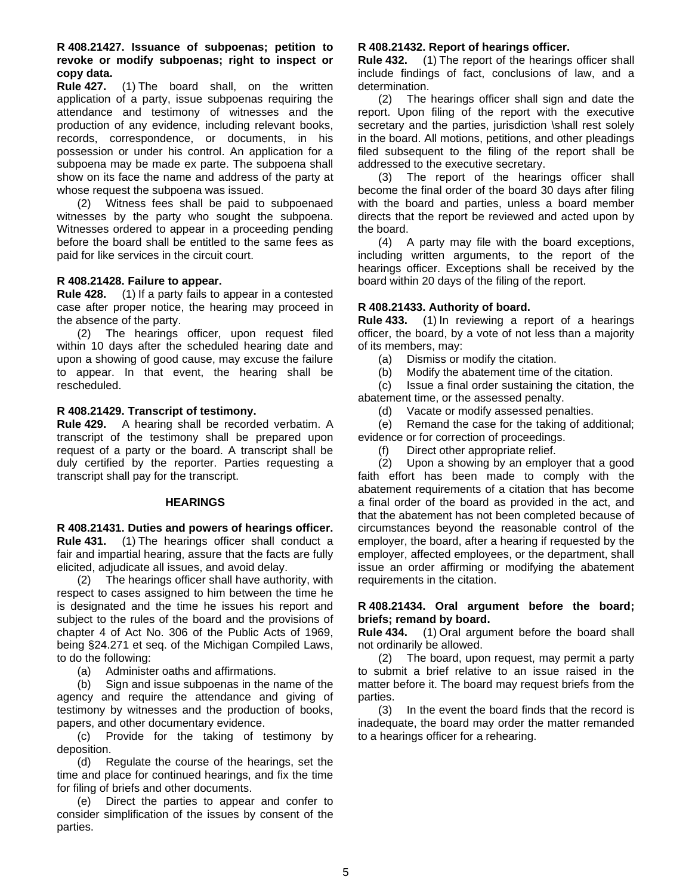**R 408.21427. Issuance of subpoenas; petition to revoke or modify subpoenas; right to inspect or copy data.**

**Rule 427.** (1) The board shall, on the written application of a party, issue subpoenas requiring the attendance and testimony of witnesses and the production of any evidence, including relevant books, records, correspondence, or documents, in his possession or under his control. An application for a subpoena may be made ex parte. The subpoena shall show on its face the name and address of the party at whose request the subpoena was issued.

(2) Witness fees shall be paid to subpoenaed witnesses by the party who sought the subpoena. Witnesses ordered to appear in a proceeding pending before the board shall be entitled to the same fees as paid for like services in the circuit court.

**R 408.21428. Failure to appear.**

**Rule 428.** (1) If a party fails to appear in a contested case after proper notice, the hearing may proceed in the absence of the party.

(2) The hearings officer, upon request filed within 10 days after the scheduled hearing date and upon a showing of good cause, may excuse the failure to appear. In that event, the hearing shall be rescheduled.

**R 408.21429. Transcript of testimony.**

**Rule 429.** A hearing shall be recorded verbatim. A transcript of the testimony shall be prepared upon request of a party or the board. A transcript shall be duly certified by the reporter. Parties requesting a transcript shall pay for the transcript.

**HEARINGS**

**R 408.21431. Duties and powers of hearings officer.**

**Rule 431.** (1) The hearings officer shall conduct a fair and impartial hearing, assure that the facts are fully elicited, adjudicate all issues, and avoid delay.

(2) The hearings officer shall have authority, with respect to cases assigned to him between the time he is designated and the time he issues his report and subject to the rules of the board and the provisions of chapter 4 of Act No. 306 of the Public Acts of 1969, being §24.271 et seq. of the Michigan Compiled Laws, to do the following:

(a) Administer oaths and affirmations.

(b) Sign and issue subpoenas in the name of the agency and require the attendance and giving of testimony by witnesses and the production of books, papers, and other documentary evidence.

(c) Provide for the taking of testimony by deposition.

(d) Regulate the course of the hearings, set the time and place for continued hearings, and fix the time for filing of briefs and other documents.

(e) Direct the parties to appear and confer to consider simplification of the issues by consent of the parties.

**R 408.21432. Report of hearings officer.**

**Rule 432.** (1) The report of the hearings officer shall include findings of fact, conclusions of law, and a determination.

(2) The hearings officer shall sign and date the report. Upon filing of the report with the executive secretary and the parties, jurisdiction \shall rest solely in the board. All motions, petitions, and other pleadings filed subsequent to the filing of the report shall be addressed to the executive secretary.

(3) The report of the hearings officer shall become the final order of the board 30 days after filing with the board and parties, unless a board member directs that the report be reviewed and acted upon by the board.

(4) A party may file with the board exceptions, including written arguments, to the report of the hearings officer. Exceptions shall be received by the board within 20 days of the filing of the report.

**R 408.21433. Authority of board.**

**Rule 433.** (1) In reviewing a report of a hearings officer, the board, by a vote of not less than a majority of its members, may:

(a) Dismiss or modify the citation.

(b) Modify the abatement time of the citation.

(c) Issue a final order sustaining the citation, the abatement time, or the assessed penalty.

(d) Vacate or modify assessed penalties.

(e) Remand the case for the taking of additional; evidence or for correction of proceedings.

(f) Direct other appropriate relief.

(2) Upon a showing by an employer that a good faith effort has been made to comply with the abatement requirements of a citation that has become a final order of the board as provided in the act, and that the abatement has not been completed because of circumstances beyond the reasonable control of the employer, the board, after a hearing if requested by the employer, affected employees, or the department, shall issue an order affirming or modifying the abatement requirements in the citation.

**R 408.21434. Oral argument before the board; briefs; remand by board.**

**Rule 434.** (1) Oral argument before the board shall not ordinarily be allowed.

(2) The board, upon request, may permit a party to submit a brief relative to an issue raised in the matter before it. The board may request briefs from the parties.

(3) In the event the board finds that the record is inadequate, the board may order the matter remanded to a hearings officer for a rehearing.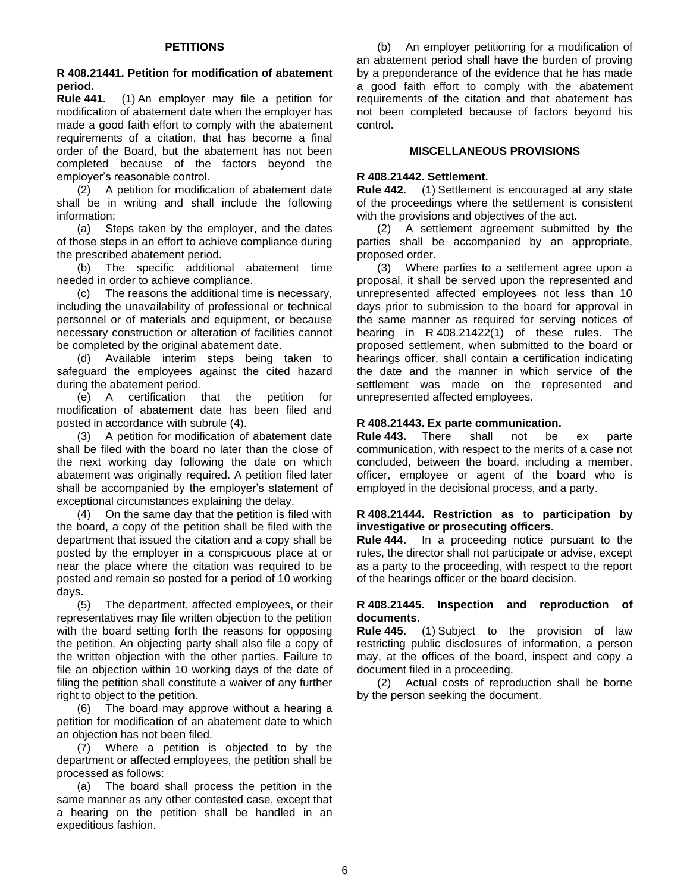## PETITIONS

**R 408.21441. Petition for modification of abatement period.**

**Rule 441.** (1) An employer may file a petition for modification of abatement date when the employer has made a good faith effort to comply with the abatement requirements of a citation, that has become a final order of the Board, but the abatement has not been completed because of the factors beyond the employer's reasonable control.

(2) A petition for modification of abatement date shall be in writing and shall include the following information:

(a) Steps taken by the employer, and the dates of those steps in an effort to achieve compliance during the prescribed abatement period.

(b) The specific additional abatement time needed in order to achieve compliance.

(c) The reasons the additional time is necessary, including the unavailability of professional or technical personnel or of materials and equipment, or because necessary construction or alteration of facilities cannot be completed by the original abatement date.

(d) Available interim steps being taken to safeguard the employees against the cited hazard during the abatement period.

(e) A certification that the petition for modification of abatement date has been filed and posted in accordance with subrule (4).

(3) A petition for modification of abatement date shall be filed with the board no later than the close of the next working day following the date on which abatement was originally required. A petition filed later shall be accompanied by the employer's statement of exceptional circumstances explaining the delay.

(4) On the same day that the petition is filed with the board, a copy of the petition shall be filed with the department that issued the citation and a copy shall be posted by the employer in a conspicuous place at or near the place where the citation was required to be posted and remain so posted for a period of 10 working days.

(5) The department, affected employees, or their representatives may file written objection to the petition with the board setting forth the reasons for opposing the petition. An objecting party shall also file a copy of the written objection with the other parties. Failure to file an objection within 10 working days of the date of filing the petition shall constitute a waiver of any further right to object to the petition.

(6) The board may approve without a hearing a petition for modification of an abatement date to which an objection has not been filed.

(7) Where a petition is objected to by the department or affected employees, the petition shall be processed as follows:

(a) The board shall process the petition in the same manner as any other contested case, except that a hearing on the petition shall be handled in an expeditious fashion.

(b) An employer petitioning for a modification of an abatement period shall have the burden of proving by a preponderance of the evidence that he has made a good faith effort to comply with the abatement requirements of the citation and that abatement has not been completed because of factors beyond his control.

## MISCELLANEOUS PROVISIONS

**R 408.21442. Settlement.**

**Rule 442.** (1) Settlement is encouraged at any state of the proceedings where the settlement is consistent with the provisions and objectives of the act.

(2) A settlement agreement submitted by the parties shall be accompanied by an appropriate, proposed order.

(3) Where parties to a settlement agree upon a proposal, it shall be served upon the represented and unrepresented affected employees not less than 10 days prior to submission to the board for approval in the same manner as required for serving notices of hearing in R 408.21422(1) of these rules. The proposed settlement, when submitted to the board or hearings officer, shall contain a certification indicating the date and the manner in which service of the settlement was made on the represented and unrepresented affected employees.

**R 408.21443. Ex parte communication.**

**Rule 443.** There shall not be ex parte communication, with respect to the merits of a case not concluded, between the board, including a member, officer, employee or agent of the board who is employed in the decisional process, and a party.

**R 408.21444. Restriction as to participation by investigative or prosecuting officers.**

**Rule 444.** In a proceeding notice pursuant to the rules, the director shall not participate or advise, except as a party to the proceeding, with respect to the report of the hearings officer or the board decision.

**R 408.21445. Inspection and reproduction of documents.**

**Rule 445.** (1) Subject to the provision of law restricting public disclosures of information, a person may, at the offices of the board, inspect and copy a document filed in a proceeding.

(2) Actual costs of reproduction shall be borne by the person seeking the document.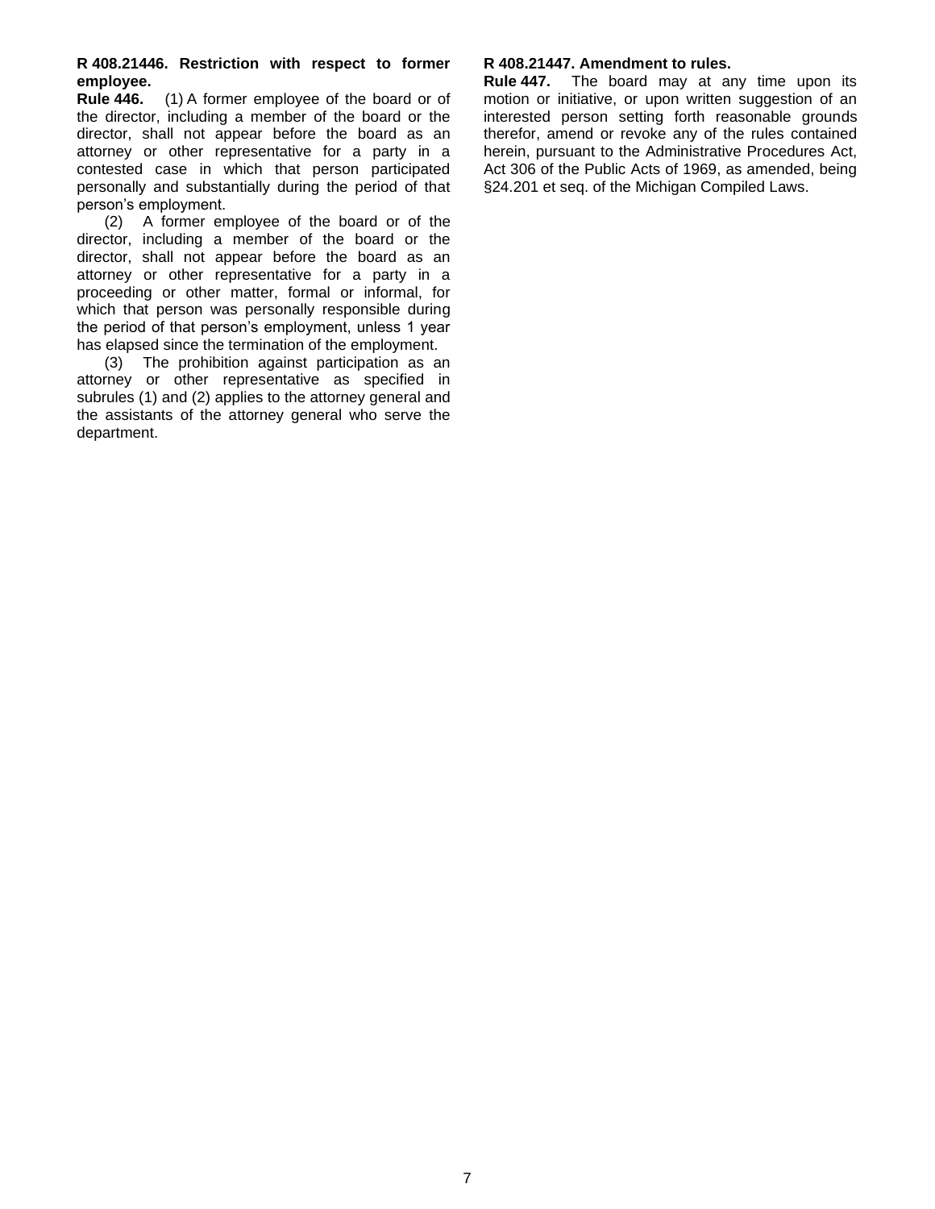**R 408.21446. Restriction with respect to former employee.**

**Rule 446.** (1) A former employee of the board or of the director, including a member of the board or the director, shall not appear before the board as an attorney or other representative for a party in a contested case in which that person participated personally and substantially during the period of that person's employment.

(2) A former employee of the board or of the director, including a member of the board or the director, shall not appear before the board as an attorney or other representative for a party in a proceeding or other matter, formal or informal, for which that person was personally responsible during the period of that person's employment, unless 1 year has elapsed since the termination of the employment.

(3) The prohibition against participation as an attorney or other representative as specified in subrules (1) and (2) applies to the attorney general and the assistants of the attorney general who serve the department.

**R 408.21447. Amendment to rules.**

**Rule 447.** The board may at any time upon its motion or initiative, or upon written suggestion of an interested person setting forth reasonable grounds therefor, amend or revoke any of the rules contained herein, pursuant to the Administrative Procedures Act, Act 306 of the Public Acts of 1969, as amended, being §24.201 et seq. of the Michigan Compiled Laws.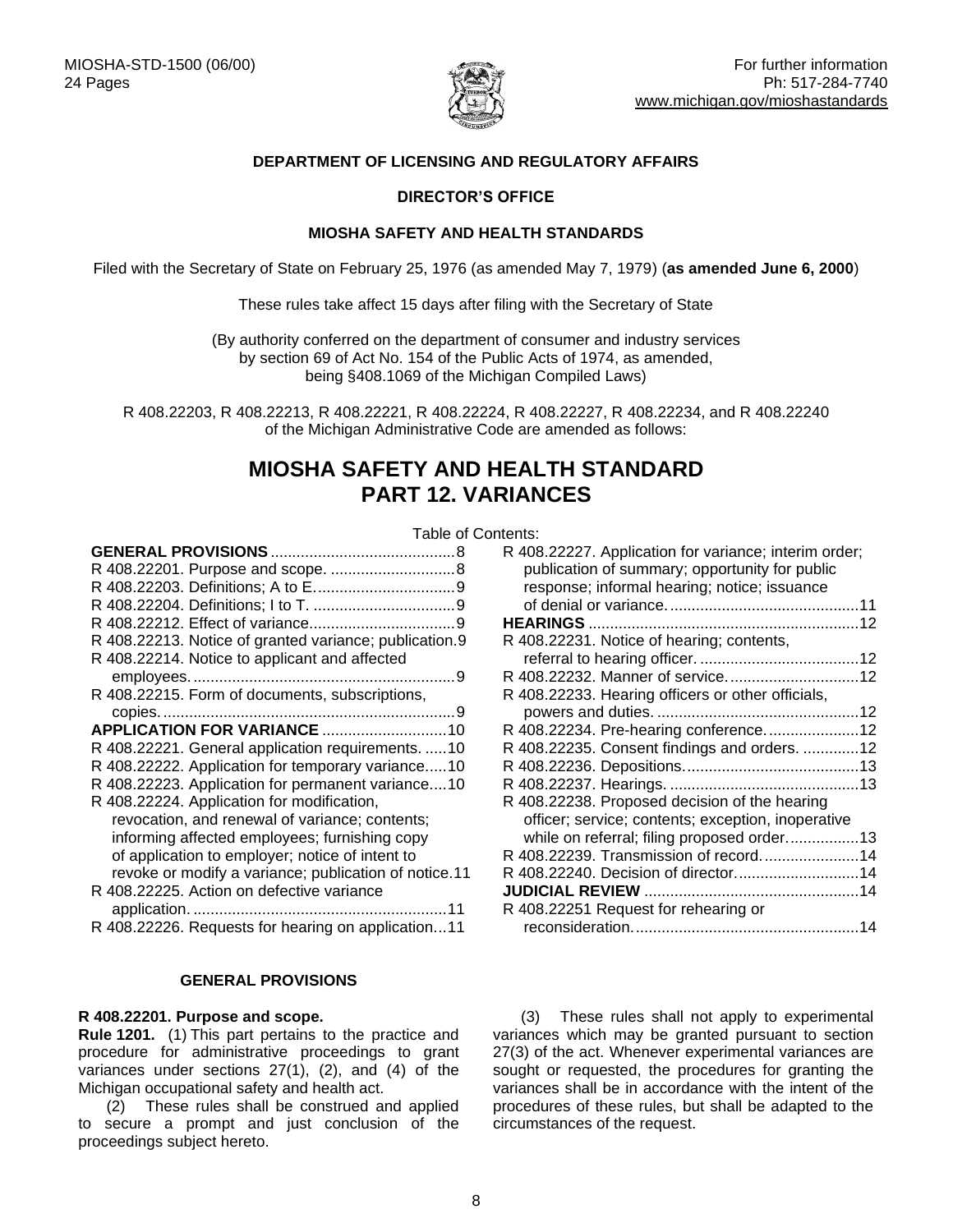MIOSHA-STD-1500 (06/00)
24 Pages

For further information
Ph: 517-284-7740
www.michigan.gov/mioshastandards

**DEPARTMENT OF LICENSING AND REGULATORY AFFAIRS**

**DIRECTOR'S OFFICE**

**MIOSHA SAFETY AND HEALTH STANDARDS**

Filed with the Secretary of State on February 25, 1976 (as amended May 7, 1979) (**as amended June 6, 2000**)

These rules take affect 15 days after filing with the Secretary of State

(By authority conferred on the department of consumer and industry services by section 69 of Act No. 154 of the Public Acts of 1974, as amended, being §408.1069 of the Michigan Compiled Laws)

R 408.22203, R 408.22213, R 408.22221, R 408.22224, R 408.22227, R 408.22234, and R 408.22240 of the Michigan Administrative Code are amended as follows:

# MIOSHA SAFETY AND HEALTH STANDARD
# PART 12. VARIANCES

Table of Contents:

**GENERAL PROVISIONS** .......... 8
R 408.22201. Purpose and scope. .......... 8
R 408.22203. Definitions; A to E. .......... 9
R 408.22204. Definitions; I to T. .......... 9
R 408.22212. Effect of variance. .......... 9
R 408.22213. Notice of granted variance; publication. 9
R 408.22214. Notice to applicant and affected employees. .......... 9
R 408.22215. Form of documents, subscriptions, copies. .......... 9
**APPLICATION FOR VARIANCE** .......... 10
R 408.22221. General application requirements. .......... 10
R 408.22222. Application for temporary variance. .......... 10
R 408.22223. Application for permanent variance. .......... 10
R 408.22224. Application for modification, revocation, and renewal of variance; contents; informing affected employees; furnishing copy of application to employer; notice of intent to revoke or modify a variance; publication of notice. 11
R 408.22225. Action on defective variance application. .......... 11
R 408.22226. Requests for hearing on application. .......... 11
R 408.22227. Application for variance; interim order; publication of summary; opportunity for public response; informal hearing; notice; issuance of denial or variance. .......... 11
**HEARINGS** .......... 12
R 408.22231. Notice of hearing; contents, referral to hearing officer. .......... 12
R 408.22232. Manner of service. .......... 12
R 408.22233. Hearing officers or other officials, powers and duties. .......... 12
R 408.22234. Pre-hearing conference. .......... 12
R 408.22235. Consent findings and orders. .......... 12
R 408.22236. Depositions. .......... 13
R 408.22237. Hearings. .......... 13
R 408.22238. Proposed decision of the hearing officer; service; contents; exception, inoperative while on referral; filing proposed order. .......... 13
R 408.22239. Transmission of record. .......... 14
R 408.22240. Decision of director. .......... 14
**JUDICIAL REVIEW** .......... 14
R 408.22251 Request for rehearing or reconsideration. .......... 14

## GENERAL PROVISIONS

**R 408.22201. Purpose and scope.**

**Rule 1201.** (1) This part pertains to the practice and procedure for administrative proceedings to grant variances under sections 27(1), (2), and (4) of the Michigan occupational safety and health act.

(2) These rules shall be construed and applied to secure a prompt and just conclusion of the proceedings subject hereto.

(3) These rules shall not apply to experimental variances which may be granted pursuant to section 27(3) of the act. Whenever experimental variances are sought or requested, the procedures for granting the variances shall be in accordance with the intent of the procedures of these rules, but shall be adapted to the circumstances of the request.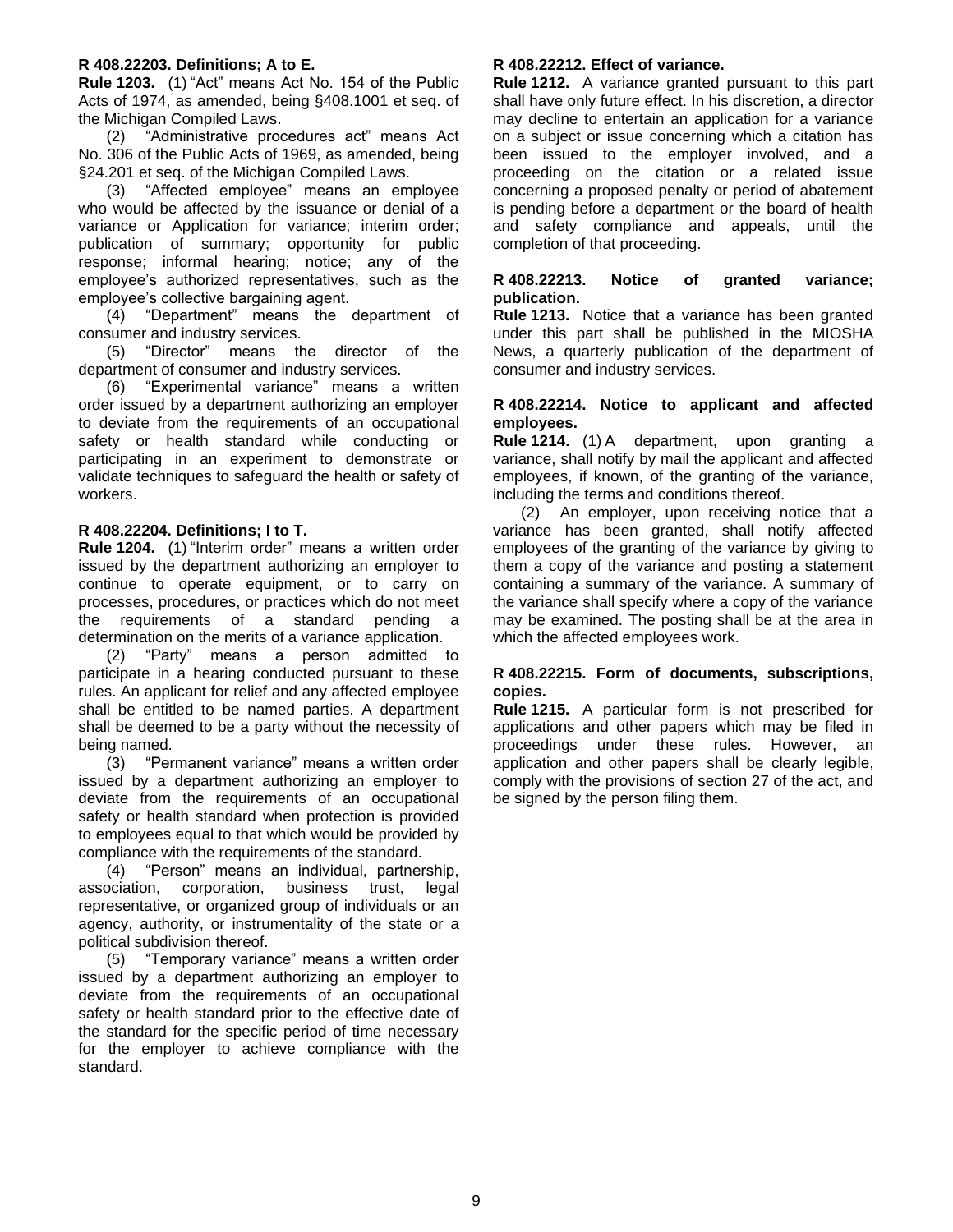**R 408.22203. Definitions; A to E.**

**Rule 1203.** (1) “Act” means Act No. 154 of the Public Acts of 1974, as amended, being §408.1001 et seq. of the Michigan Compiled Laws.

(2) “Administrative procedures act” means Act No. 306 of the Public Acts of 1969, as amended, being §24.201 et seq. of the Michigan Compiled Laws.

(3) “Affected employee” means an employee who would be affected by the issuance or denial of a variance or Application for variance; interim order; publication of summary; opportunity for public response; informal hearing; notice; any of the employee’s authorized representatives, such as the employee’s collective bargaining agent.

(4) “Department” means the department of consumer and industry services.

(5) “Director” means the director of the department of consumer and industry services.

(6) “Experimental variance” means a written order issued by a department authorizing an employer to deviate from the requirements of an occupational safety or health standard while conducting or participating in an experiment to demonstrate or validate techniques to safeguard the health or safety of workers.

**R 408.22204. Definitions; I to T.**

**Rule 1204.** (1) “Interim order” means a written order issued by the department authorizing an employer to continue to operate equipment, or to carry on processes, procedures, or practices which do not meet the requirements of a standard pending a determination on the merits of a variance application.

(2) “Party” means a person admitted to participate in a hearing conducted pursuant to these rules. An applicant for relief and any affected employee shall be entitled to be named parties. A department shall be deemed to be a party without the necessity of being named.

(3) “Permanent variance” means a written order issued by a department authorizing an employer to deviate from the requirements of an occupational safety or health standard when protection is provided to employees equal to that which would be provided by compliance with the requirements of the standard.

(4) “Person” means an individual, partnership, association, corporation, business trust, legal representative, or organized group of individuals or an agency, authority, or instrumentality of the state or a political subdivision thereof.

(5) “Temporary variance” means a written order issued by a department authorizing an employer to deviate from the requirements of an occupational safety or health standard prior to the effective date of the standard for the specific period of time necessary for the employer to achieve compliance with the standard.

**R 408.22212. Effect of variance.**

**Rule 1212.** A variance granted pursuant to this part shall have only future effect. In his discretion, a director may decline to entertain an application for a variance on a subject or issue concerning which a citation has been issued to the employer involved, and a proceeding on the citation or a related issue concerning a proposed penalty or period of abatement is pending before a department or the board of health and safety compliance and appeals, until the completion of that proceeding.

**R 408.22213. Notice of granted variance; publication.**

**Rule 1213.** Notice that a variance has been granted under this part shall be published in the MIOSHA News, a quarterly publication of the department of consumer and industry services.

**R 408.22214. Notice to applicant and affected employees.**

**Rule 1214.** (1) A department, upon granting a variance, shall notify by mail the applicant and affected employees, if known, of the granting of the variance, including the terms and conditions thereof.

(2) An employer, upon receiving notice that a variance has been granted, shall notify affected employees of the granting of the variance by giving to them a copy of the variance and posting a statement containing a summary of the variance. A summary of the variance shall specify where a copy of the variance may be examined. The posting shall be at the area in which the affected employees work.

**R 408.22215. Form of documents, subscriptions, copies.**

**Rule 1215.** A particular form is not prescribed for applications and other papers which may be filed in proceedings under these rules. However, an application and other papers shall be clearly legible, comply with the provisions of section 27 of the act, and be signed by the person filing them.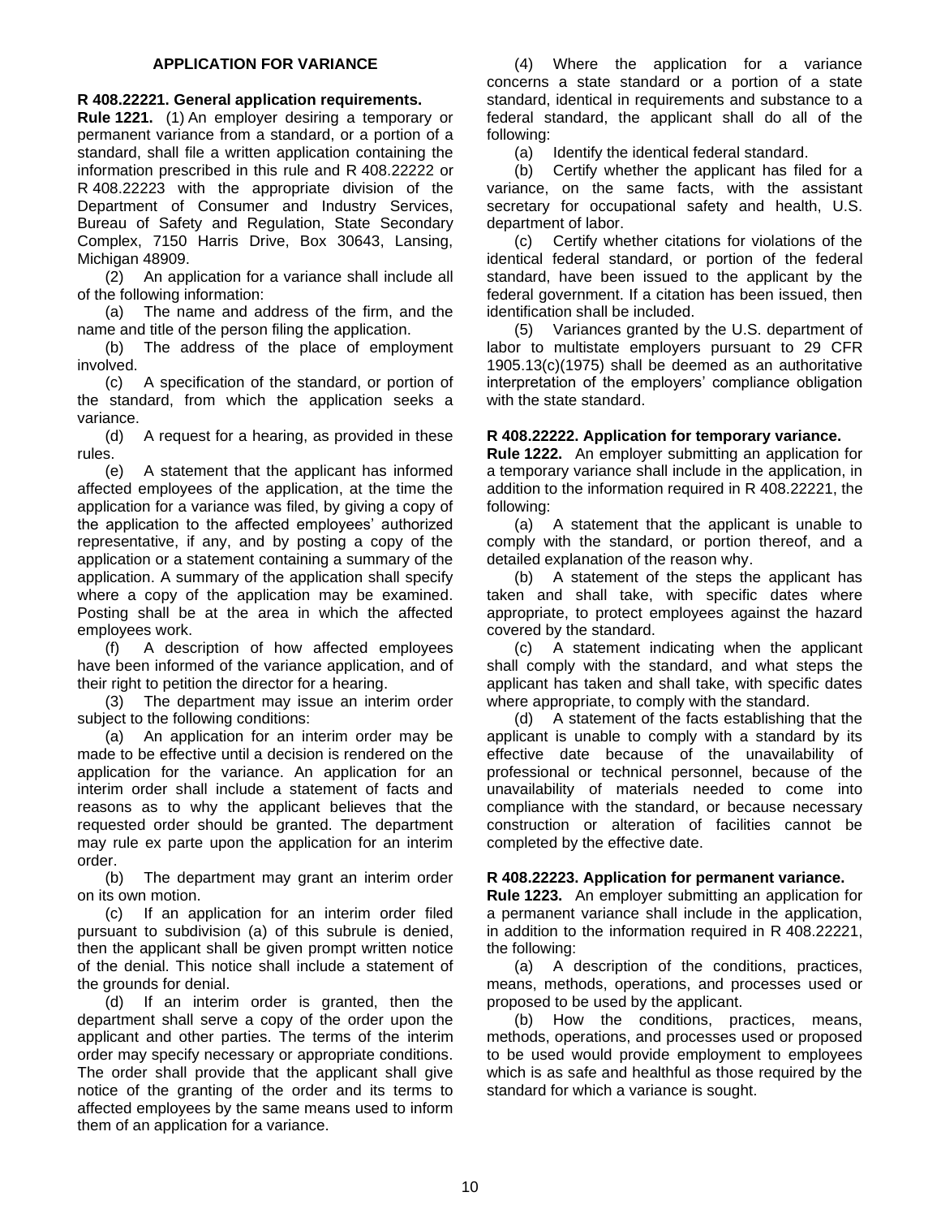## APPLICATION FOR VARIANCE

### R 408.22221. General application requirements.

**Rule 1221.** (1) An employer desiring a temporary or permanent variance from a standard, or a portion of a standard, shall file a written application containing the information prescribed in this rule and R 408.22222 or R 408.22223 with the appropriate division of the Department of Consumer and Industry Services, Bureau of Safety and Regulation, State Secondary Complex, 7150 Harris Drive, Box 30643, Lansing, Michigan 48909.

(2) An application for a variance shall include all of the following information:

(a) The name and address of the firm, and the name and title of the person filing the application.

(b) The address of the place of employment involved.

(c) A specification of the standard, or portion of the standard, from which the application seeks a variance.

(d) A request for a hearing, as provided in these rules.

(e) A statement that the applicant has informed affected employees of the application, at the time the application for a variance was filed, by giving a copy of the application to the affected employees' authorized representative, if any, and by posting a copy of the application or a statement containing a summary of the application. A summary of the application shall specify where a copy of the application may be examined. Posting shall be at the area in which the affected employees work.

(f) A description of how affected employees have been informed of the variance application, and of their right to petition the director for a hearing.

(3) The department may issue an interim order subject to the following conditions:

(a) An application for an interim order may be made to be effective until a decision is rendered on the application for the variance. An application for an interim order shall include a statement of facts and reasons as to why the applicant believes that the requested order should be granted. The department may rule ex parte upon the application for an interim order.

(b) The department may grant an interim order on its own motion.

(c) If an application for an interim order filed pursuant to subdivision (a) of this subrule is denied, then the applicant shall be given prompt written notice of the denial. This notice shall include a statement of the grounds for denial.

(d) If an interim order is granted, then the department shall serve a copy of the order upon the applicant and other parties. The terms of the interim order may specify necessary or appropriate conditions. The order shall provide that the applicant shall give notice of the granting of the order and its terms to affected employees by the same means used to inform them of an application for a variance.

(4) Where the application for a variance concerns a state standard or a portion of a state standard, identical in requirements and substance to a federal standard, the applicant shall do all of the following:

(a) Identify the identical federal standard.

(b) Certify whether the applicant has filed for a variance, on the same facts, with the assistant secretary for occupational safety and health, U.S. department of labor.

(c) Certify whether citations for violations of the identical federal standard, or portion of the federal standard, have been issued to the applicant by the federal government. If a citation has been issued, then identification shall be included.

(5) Variances granted by the U.S. department of labor to multistate employers pursuant to 29 CFR 1905.13(c)(1975) shall be deemed as an authoritative interpretation of the employers' compliance obligation with the state standard.

### R 408.22222. Application for temporary variance.

**Rule 1222.** An employer submitting an application for a temporary variance shall include in the application, in addition to the information required in R 408.22221, the following:

(a) A statement that the applicant is unable to comply with the standard, or portion thereof, and a detailed explanation of the reason why.

(b) A statement of the steps the applicant has taken and shall take, with specific dates where appropriate, to protect employees against the hazard covered by the standard.

(c) A statement indicating when the applicant shall comply with the standard, and what steps the applicant has taken and shall take, with specific dates where appropriate, to comply with the standard.

(d) A statement of the facts establishing that the applicant is unable to comply with a standard by its effective date because of the unavailability of professional or technical personnel, because of the unavailability of materials needed to come into compliance with the standard, or because necessary construction or alteration of facilities cannot be completed by the effective date.

### R 408.22223. Application for permanent variance.

**Rule 1223.** An employer submitting an application for a permanent variance shall include in the application, in addition to the information required in R 408.22221, the following:

(a) A description of the conditions, practices, means, methods, operations, and processes used or proposed to be used by the applicant.

(b) How the conditions, practices, means, methods, operations, and processes used or proposed to be used would provide employment to employees which is as safe and healthful as those required by the standard for which a variance is sought.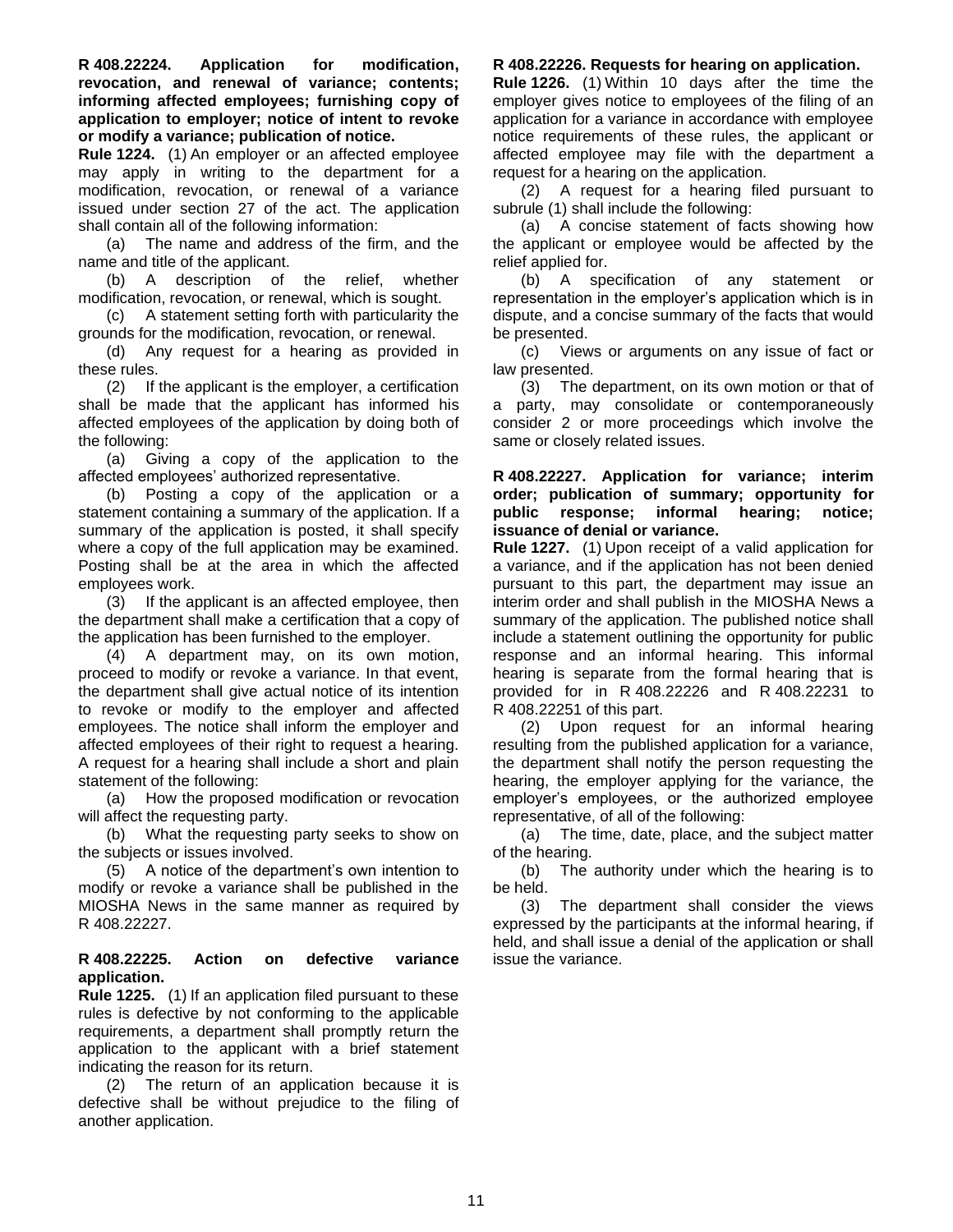**R 408.22224. Application for modification, revocation, and renewal of variance; contents; informing affected employees; furnishing copy of application to employer; notice of intent to revoke or modify a variance; publication of notice.**

**Rule 1224.** (1) An employer or an affected employee may apply in writing to the department for a modification, revocation, or renewal of a variance issued under section 27 of the act. The application shall contain all of the following information:

(a) The name and address of the firm, and the name and title of the applicant.

(b) A description of the relief, whether modification, revocation, or renewal, which is sought.

(c) A statement setting forth with particularity the grounds for the modification, revocation, or renewal.

(d) Any request for a hearing as provided in these rules.

(2) If the applicant is the employer, a certification shall be made that the applicant has informed his affected employees of the application by doing both of the following:

(a) Giving a copy of the application to the affected employees' authorized representative.

(b) Posting a copy of the application or a statement containing a summary of the application. If a summary of the application is posted, it shall specify where a copy of the full application may be examined. Posting shall be at the area in which the affected employees work.

(3) If the applicant is an affected employee, then the department shall make a certification that a copy of the application has been furnished to the employer.

(4) A department may, on its own motion, proceed to modify or revoke a variance. In that event, the department shall give actual notice of its intention to revoke or modify to the employer and affected employees. The notice shall inform the employer and affected employees of their right to request a hearing. A request for a hearing shall include a short and plain statement of the following:

(a) How the proposed modification or revocation will affect the requesting party.

(b) What the requesting party seeks to show on the subjects or issues involved.

(5) A notice of the department's own intention to modify or revoke a variance shall be published in the MIOSHA News in the same manner as required by R 408.22227.

**R 408.22225. Action on defective variance application.**

**Rule 1225.** (1) If an application filed pursuant to these rules is defective by not conforming to the applicable requirements, a department shall promptly return the application to the applicant with a brief statement indicating the reason for its return.

(2) The return of an application because it is defective shall be without prejudice to the filing of another application.

**R 408.22226. Requests for hearing on application.**

**Rule 1226.** (1) Within 10 days after the time the employer gives notice to employees of the filing of an application for a variance in accordance with employee notice requirements of these rules, the applicant or affected employee may file with the department a request for a hearing on the application.

(2) A request for a hearing filed pursuant to subrule (1) shall include the following:

(a) A concise statement of facts showing how the applicant or employee would be affected by the relief applied for.

(b) A specification of any statement or representation in the employer's application which is in dispute, and a concise summary of the facts that would be presented.

(c) Views or arguments on any issue of fact or law presented.

(3) The department, on its own motion or that of a party, may consolidate or contemporaneously consider 2 or more proceedings which involve the same or closely related issues.

**R 408.22227. Application for variance; interim order; publication of summary; opportunity for public response; informal hearing; notice; issuance of denial or variance.**

**Rule 1227.** (1) Upon receipt of a valid application for a variance, and if the application has not been denied pursuant to this part, the department may issue an interim order and shall publish in the MIOSHA News a summary of the application. The published notice shall include a statement outlining the opportunity for public response and an informal hearing. This informal hearing is separate from the formal hearing that is provided for in R 408.22226 and R 408.22231 to R 408.22251 of this part.

(2) Upon request for an informal hearing resulting from the published application for a variance, the department shall notify the person requesting the hearing, the employer applying for the variance, the employer's employees, or the authorized employee representative, of all of the following:

(a) The time, date, place, and the subject matter of the hearing.

(b) The authority under which the hearing is to be held.

(3) The department shall consider the views expressed by the participants at the informal hearing, if held, and shall issue a denial of the application or shall issue the variance.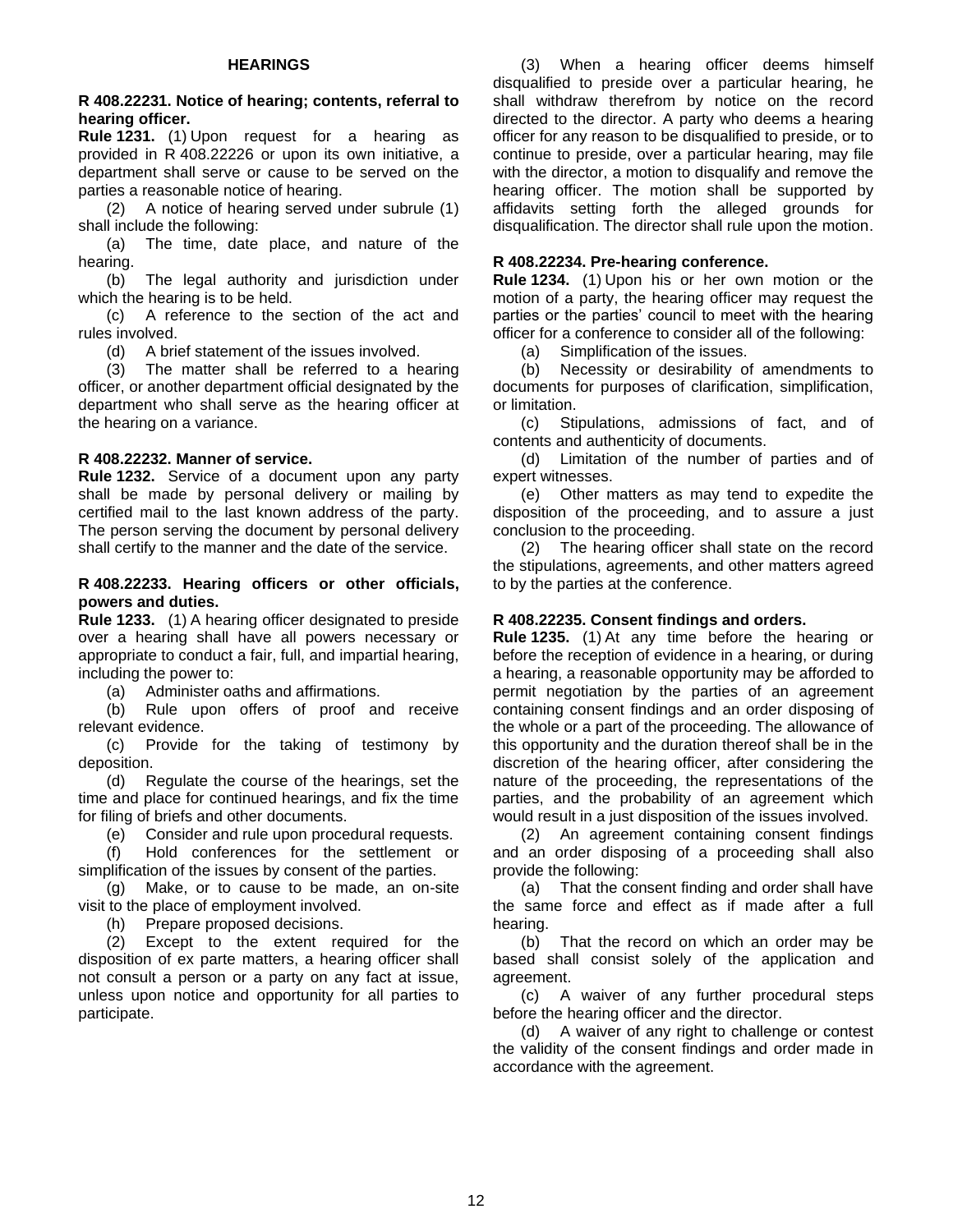## HEARINGS

**R 408.22231. Notice of hearing; contents, referral to hearing officer.**

**Rule 1231.** (1) Upon request for a hearing as provided in R 408.22226 or upon its own initiative, a department shall serve or cause to be served on the parties a reasonable notice of hearing.

(2) A notice of hearing served under subrule (1) shall include the following:

(a) The time, date place, and nature of the hearing.

(b) The legal authority and jurisdiction under which the hearing is to be held.

(c) A reference to the section of the act and rules involved.

(d) A brief statement of the issues involved.

(3) The matter shall be referred to a hearing officer, or another department official designated by the department who shall serve as the hearing officer at the hearing on a variance.

**R 408.22232. Manner of service.**

**Rule 1232.** Service of a document upon any party shall be made by personal delivery or mailing by certified mail to the last known address of the party. The person serving the document by personal delivery shall certify to the manner and the date of the service.

**R 408.22233. Hearing officers or other officials, powers and duties.**

**Rule 1233.** (1) A hearing officer designated to preside over a hearing shall have all powers necessary or appropriate to conduct a fair, full, and impartial hearing, including the power to:

(a) Administer oaths and affirmations.

(b) Rule upon offers of proof and receive relevant evidence.

(c) Provide for the taking of testimony by deposition.

(d) Regulate the course of the hearings, set the time and place for continued hearings, and fix the time for filing of briefs and other documents.

(e) Consider and rule upon procedural requests.

(f) Hold conferences for the settlement or simplification of the issues by consent of the parties.

(g) Make, or to cause to be made, an on-site visit to the place of employment involved.

(h) Prepare proposed decisions.

(2) Except to the extent required for the disposition of ex parte matters, a hearing officer shall not consult a person or a party on any fact at issue, unless upon notice and opportunity for all parties to participate.

(3) When a hearing officer deems himself disqualified to preside over a particular hearing, he shall withdraw therefrom by notice on the record directed to the director. A party who deems a hearing officer for any reason to be disqualified to preside, or to continue to preside, over a particular hearing, may file with the director, a motion to disqualify and remove the hearing officer. The motion shall be supported by affidavits setting forth the alleged grounds for disqualification. The director shall rule upon the motion.

**R 408.22234. Pre-hearing conference.**

**Rule 1234.** (1) Upon his or her own motion or the motion of a party, the hearing officer may request the parties or the parties' council to meet with the hearing officer for a conference to consider all of the following:

(a) Simplification of the issues.

(b) Necessity or desirability of amendments to documents for purposes of clarification, simplification, or limitation.

(c) Stipulations, admissions of fact, and of contents and authenticity of documents.

(d) Limitation of the number of parties and of expert witnesses.

(e) Other matters as may tend to expedite the disposition of the proceeding, and to assure a just conclusion to the proceeding.

(2) The hearing officer shall state on the record the stipulations, agreements, and other matters agreed to by the parties at the conference.

**R 408.22235. Consent findings and orders.**

**Rule 1235.** (1) At any time before the hearing or before the reception of evidence in a hearing, or during a hearing, a reasonable opportunity may be afforded to permit negotiation by the parties of an agreement containing consent findings and an order disposing of the whole or a part of the proceeding. The allowance of this opportunity and the duration thereof shall be in the discretion of the hearing officer, after considering the nature of the proceeding, the representations of the parties, and the probability of an agreement which would result in a just disposition of the issues involved.

(2) An agreement containing consent findings and an order disposing of a proceeding shall also provide the following:

(a) That the consent finding and order shall have the same force and effect as if made after a full hearing.

(b) That the record on which an order may be based shall consist solely of the application and agreement.

(c) A waiver of any further procedural steps before the hearing officer and the director.

(d) A waiver of any right to challenge or contest the validity of the consent findings and order made in accordance with the agreement.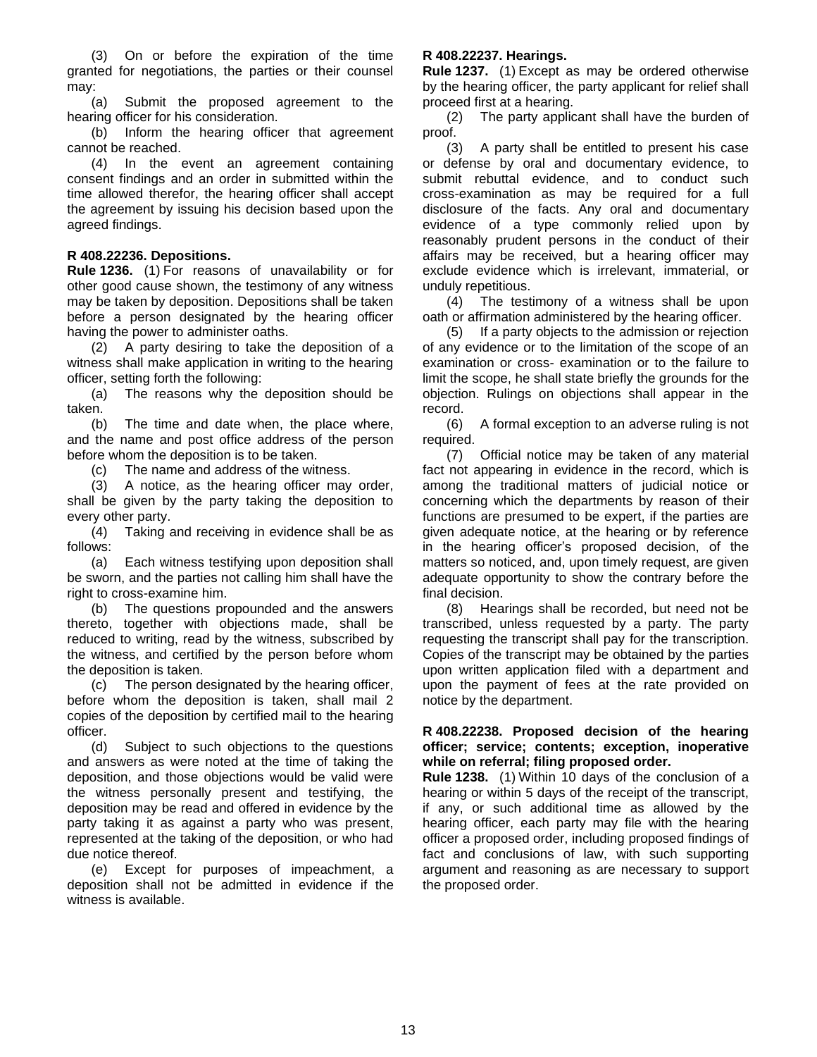(3) On or before the expiration of the time granted for negotiations, the parties or their counsel may:

(a) Submit the proposed agreement to the hearing officer for his consideration.

(b) Inform the hearing officer that agreement cannot be reached.

(4) In the event an agreement containing consent findings and an order in submitted within the time allowed therefor, the hearing officer shall accept the agreement by issuing his decision based upon the agreed findings.

**R 408.22236. Depositions.**

**Rule 1236.** (1) For reasons of unavailability or for other good cause shown, the testimony of any witness may be taken by deposition. Depositions shall be taken before a person designated by the hearing officer having the power to administer oaths.

(2) A party desiring to take the deposition of a witness shall make application in writing to the hearing officer, setting forth the following:

(a) The reasons why the deposition should be taken.

(b) The time and date when, the place where, and the name and post office address of the person before whom the deposition is to be taken.

(c) The name and address of the witness.

(3) A notice, as the hearing officer may order, shall be given by the party taking the deposition to every other party.

(4) Taking and receiving in evidence shall be as follows:

(a) Each witness testifying upon deposition shall be sworn, and the parties not calling him shall have the right to cross-examine him.

(b) The questions propounded and the answers thereto, together with objections made, shall be reduced to writing, read by the witness, subscribed by the witness, and certified by the person before whom the deposition is taken.

(c) The person designated by the hearing officer, before whom the deposition is taken, shall mail 2 copies of the deposition by certified mail to the hearing officer.

(d) Subject to such objections to the questions and answers as were noted at the time of taking the deposition, and those objections would be valid were the witness personally present and testifying, the deposition may be read and offered in evidence by the party taking it as against a party who was present, represented at the taking of the deposition, or who had due notice thereof.

(e) Except for purposes of impeachment, a deposition shall not be admitted in evidence if the witness is available.

**R 408.22237. Hearings.**

**Rule 1237.** (1) Except as may be ordered otherwise by the hearing officer, the party applicant for relief shall proceed first at a hearing.

(2) The party applicant shall have the burden of proof.

(3) A party shall be entitled to present his case or defense by oral and documentary evidence, to submit rebuttal evidence, and to conduct such cross-examination as may be required for a full disclosure of the facts. Any oral and documentary evidence of a type commonly relied upon by reasonably prudent persons in the conduct of their affairs may be received, but a hearing officer may exclude evidence which is irrelevant, immaterial, or unduly repetitious.

(4) The testimony of a witness shall be upon oath or affirmation administered by the hearing officer.

(5) If a party objects to the admission or rejection of any evidence or to the limitation of the scope of an examination or cross- examination or to the failure to limit the scope, he shall state briefly the grounds for the objection. Rulings on objections shall appear in the record.

(6) A formal exception to an adverse ruling is not required.

(7) Official notice may be taken of any material fact not appearing in evidence in the record, which is among the traditional matters of judicial notice or concerning which the departments by reason of their functions are presumed to be expert, if the parties are given adequate notice, at the hearing or by reference in the hearing officer's proposed decision, of the matters so noticed, and, upon timely request, are given adequate opportunity to show the contrary before the final decision.

(8) Hearings shall be recorded, but need not be transcribed, unless requested by a party. The party requesting the transcript shall pay for the transcription. Copies of the transcript may be obtained by the parties upon written application filed with a department and upon the payment of fees at the rate provided on notice by the department.

**R 408.22238. Proposed decision of the hearing officer; service; contents; exception, inoperative while on referral; filing proposed order.**

**Rule 1238.** (1) Within 10 days of the conclusion of a hearing or within 5 days of the receipt of the transcript, if any, or such additional time as allowed by the hearing officer, each party may file with the hearing officer a proposed order, including proposed findings of fact and conclusions of law, with such supporting argument and reasoning as are necessary to support the proposed order.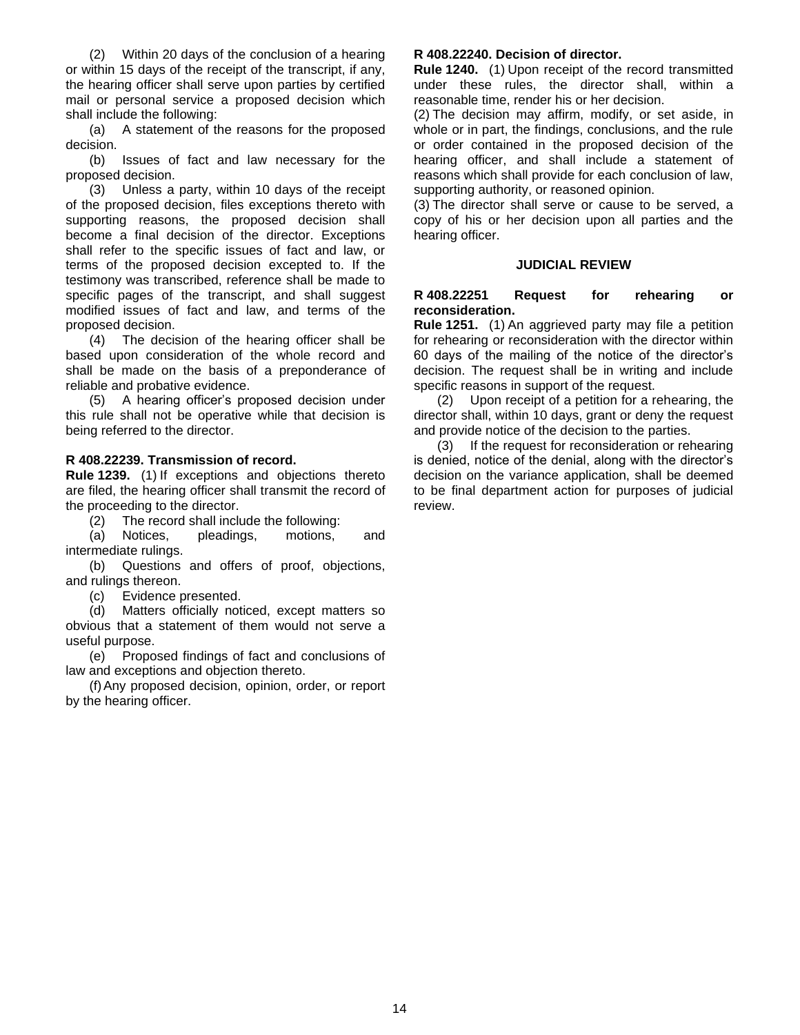(2) Within 20 days of the conclusion of a hearing or within 15 days of the receipt of the transcript, if any, the hearing officer shall serve upon parties by certified mail or personal service a proposed decision which shall include the following:

(a) A statement of the reasons for the proposed decision.

(b) Issues of fact and law necessary for the proposed decision.

(3) Unless a party, within 10 days of the receipt of the proposed decision, files exceptions thereto with supporting reasons, the proposed decision shall become a final decision of the director. Exceptions shall refer to the specific issues of fact and law, or terms of the proposed decision excepted to. If the testimony was transcribed, reference shall be made to specific pages of the transcript, and shall suggest modified issues of fact and law, and terms of the proposed decision.

(4) The decision of the hearing officer shall be based upon consideration of the whole record and shall be made on the basis of a preponderance of reliable and probative evidence.

(5) A hearing officer's proposed decision under this rule shall not be operative while that decision is being referred to the director.

**R 408.22239. Transmission of record.**

**Rule 1239.** (1) If exceptions and objections thereto are filed, the hearing officer shall transmit the record of the proceeding to the director.

(2) The record shall include the following:

(a) Notices, pleadings, motions, and intermediate rulings.

(b) Questions and offers of proof, objections, and rulings thereon.

(c) Evidence presented.

(d) Matters officially noticed, except matters so obvious that a statement of them would not serve a useful purpose.

(e) Proposed findings of fact and conclusions of law and exceptions and objection thereto.

(f) Any proposed decision, opinion, order, or report by the hearing officer.

**R 408.22240. Decision of director.**

**Rule 1240.** (1) Upon receipt of the record transmitted under these rules, the director shall, within a reasonable time, render his or her decision.

(2) The decision may affirm, modify, or set aside, in whole or in part, the findings, conclusions, and the rule or order contained in the proposed decision of the hearing officer, and shall include a statement of reasons which shall provide for each conclusion of law, supporting authority, or reasoned opinion.

(3) The director shall serve or cause to be served, a copy of his or her decision upon all parties and the hearing officer.

## JUDICIAL REVIEW

**R 408.22251 Request for rehearing or reconsideration.**

**Rule 1251.** (1) An aggrieved party may file a petition for rehearing or reconsideration with the director within 60 days of the mailing of the notice of the director's decision. The request shall be in writing and include specific reasons in support of the request.

(2) Upon receipt of a petition for a rehearing, the director shall, within 10 days, grant or deny the request and provide notice of the decision to the parties.

(3) If the request for reconsideration or rehearing is denied, notice of the denial, along with the director's decision on the variance application, shall be deemed to be final department action for purposes of judicial review.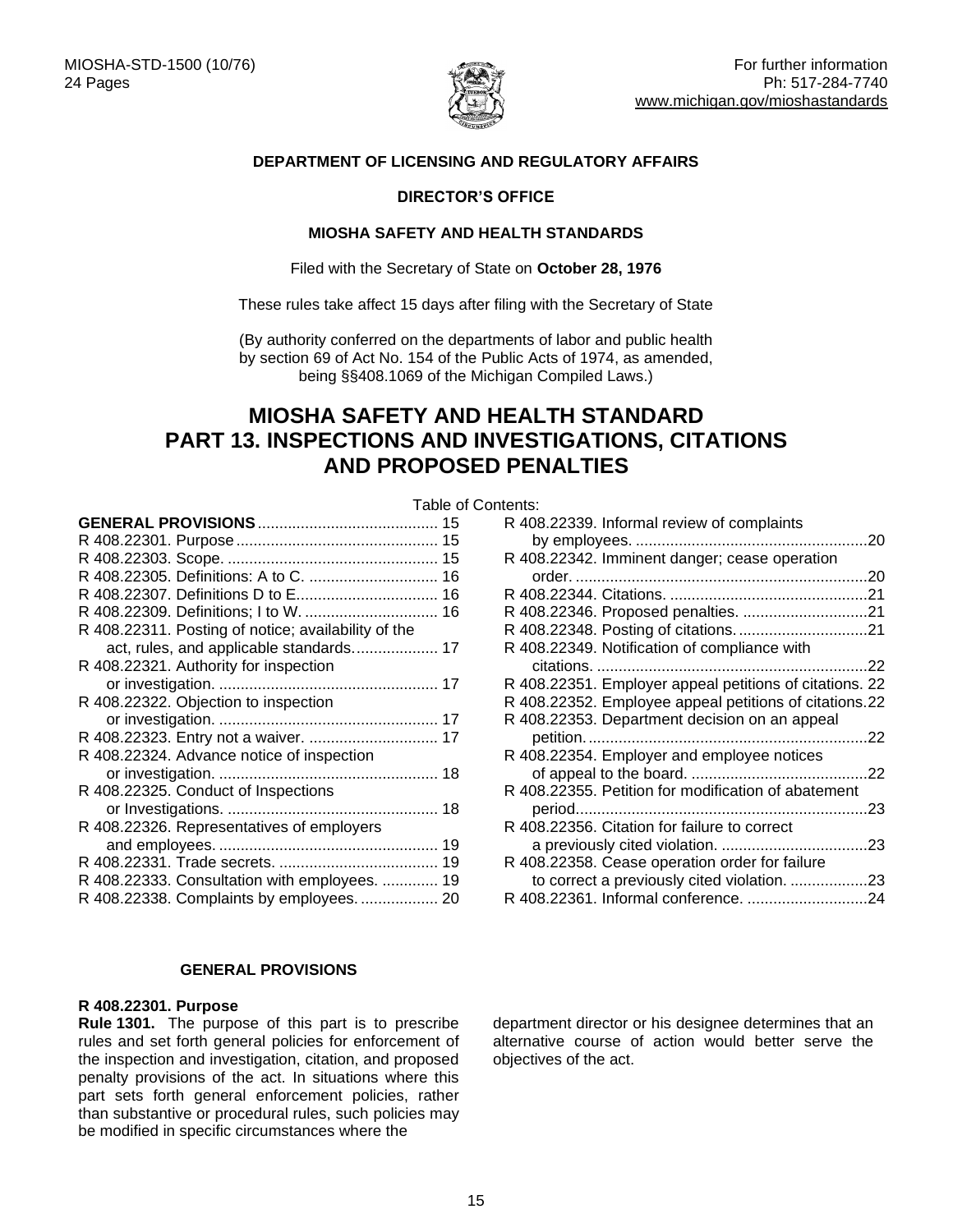MIOSHA-STD-1500 (10/76)
24 Pages

For further information
Ph: 517-284-7740
www.michigan.gov/mioshastandards

**DEPARTMENT OF LICENSING AND REGULATORY AFFAIRS**

**DIRECTOR'S OFFICE**

**MIOSHA SAFETY AND HEALTH STANDARDS**

Filed with the Secretary of State on **October 28, 1976**

These rules take affect 15 days after filing with the Secretary of State

(By authority conferred on the departments of labor and public health by section 69 of Act No. 154 of the Public Acts of 1974, as amended, being §§408.1069 of the Michigan Compiled Laws.)

# MIOSHA SAFETY AND HEALTH STANDARD PART 13. INSPECTIONS AND INVESTIGATIONS, CITATIONS AND PROPOSED PENALTIES

Table of Contents:

**GENERAL PROVISIONS** ........ 15
R 408.22301. Purpose ........ 15
R 408.22303. Scope. ........ 15
R 408.22305. Definitions: A to C. ........ 16
R 408.22307. Definitions D to E. ........ 16
R 408.22309. Definitions; I to W. ........ 16
R 408.22311. Posting of notice; availability of the act, rules, and applicable standards. ........ 17
R 408.22321. Authority for inspection or investigation. ........ 17
R 408.22322. Objection to inspection or investigation. ........ 17
R 408.22323. Entry not a waiver. ........ 17
R 408.22324. Advance notice of inspection or investigation. ........ 18
R 408.22325. Conduct of Inspections or Investigations. ........ 18
R 408.22326. Representatives of employers and employees. ........ 19
R 408.22331. Trade secrets. ........ 19
R 408.22333. Consultation with employees. ........ 19
R 408.22338. Complaints by employees. ........ 20
R 408.22339. Informal review of complaints by employees. ........ 20
R 408.22342. Imminent danger; cease operation order. ........ 20
R 408.22344. Citations. ........ 21
R 408.22346. Proposed penalties. ........ 21
R 408.22348. Posting of citations. ........ 21
R 408.22349. Notification of compliance with citations. ........ 22
R 408.22351. Employer appeal petitions of citations. 22
R 408.22352. Employee appeal petitions of citations. 22
R 408.22353. Department decision on an appeal petition. ........ 22
R 408.22354. Employer and employee notices of appeal to the board. ........ 22
R 408.22355. Petition for modification of abatement period. ........ 23
R 408.22356. Citation for failure to correct a previously cited violation. ........ 23
R 408.22358. Cease operation order for failure to correct a previously cited violation. ........ 23
R 408.22361. Informal conference. ........ 24

## GENERAL PROVISIONS

**R 408.22301. Purpose**

**Rule 1301.** The purpose of this part is to prescribe rules and set forth general policies for enforcement of the inspection and investigation, citation, and proposed penalty provisions of the act. In situations where this part sets forth general enforcement policies, rather than substantive or procedural rules, such policies may be modified in specific circumstances where the department director or his designee determines that an alternative course of action would better serve the objectives of the act.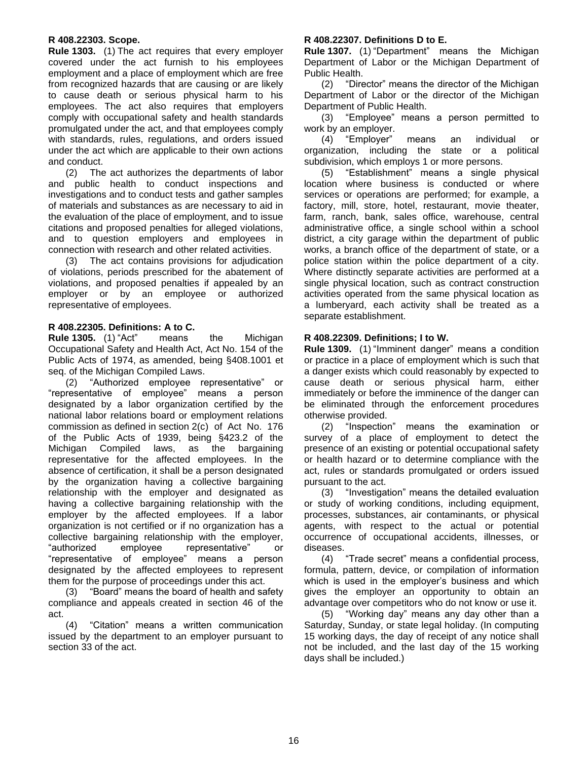### R 408.22303. Scope.

**Rule 1303.** (1) The act requires that every employer covered under the act furnish to his employees employment and a place of employment which are free from recognized hazards that are causing or are likely to cause death or serious physical harm to his employees. The act also requires that employers comply with occupational safety and health standards promulgated under the act, and that employees comply with standards, rules, regulations, and orders issued under the act which are applicable to their own actions and conduct.

(2) The act authorizes the departments of labor and public health to conduct inspections and investigations and to conduct tests and gather samples of materials and substances as are necessary to aid in the evaluation of the place of employment, and to issue citations and proposed penalties for alleged violations, and to question employers and employees in connection with research and other related activities.

(3) The act contains provisions for adjudication of violations, periods prescribed for the abatement of violations, and proposed penalties if appealed by an employer or by an employee or authorized representative of employees.

### R 408.22305. Definitions: A to C.

**Rule 1305.** (1) "Act" means the Michigan Occupational Safety and Health Act, Act No. 154 of the Public Acts of 1974, as amended, being §408.1001 et seq. of the Michigan Compiled Laws.

(2) "Authorized employee representative" or "representative of employee" means a person designated by a labor organization certified by the national labor relations board or employment relations commission as defined in section 2(c) of Act No. 176 of the Public Acts of 1939, being §423.2 of the Michigan Compiled laws, as the bargaining representative for the affected employees. In the absence of certification, it shall be a person designated by the organization having a collective bargaining relationship with the employer and designated as having a collective bargaining relationship with the employer by the affected employees. If a labor organization is not certified or if no organization has a collective bargaining relationship with the employer, "authorized employee representative" or "representative of employee" means a person designated by the affected employees to represent them for the purpose of proceedings under this act.

(3) "Board" means the board of health and safety compliance and appeals created in section 46 of the act.

(4) "Citation" means a written communication issued by the department to an employer pursuant to section 33 of the act.

### R 408.22307. Definitions D to E.

**Rule 1307.** (1) "Department" means the Michigan Department of Labor or the Michigan Department of Public Health.

(2) "Director" means the director of the Michigan Department of Labor or the director of the Michigan Department of Public Health.

(3) "Employee" means a person permitted to work by an employer.

(4) "Employer" means an individual or organization, including the state or a political subdivision, which employs 1 or more persons.

(5) "Establishment" means a single physical location where business is conducted or where services or operations are performed; for example, a factory, mill, store, hotel, restaurant, movie theater, farm, ranch, bank, sales office, warehouse, central administrative office, a single school within a school district, a city garage within the department of public works, a branch office of the department of state, or a police station within the police department of a city. Where distinctly separate activities are performed at a single physical location, such as contract construction activities operated from the same physical location as a lumberyard, each activity shall be treated as a separate establishment.

### R 408.22309. Definitions; I to W.

**Rule 1309.** (1) "Imminent danger" means a condition or practice in a place of employment which is such that a danger exists which could reasonably by expected to cause death or serious physical harm, either immediately or before the imminence of the danger can be eliminated through the enforcement procedures otherwise provided.

(2) "Inspection" means the examination or survey of a place of employment to detect the presence of an existing or potential occupational safety or health hazard or to determine compliance with the act, rules or standards promulgated or orders issued pursuant to the act.

(3) "Investigation" means the detailed evaluation or study of working conditions, including equipment, processes, substances, air contaminants, or physical agents, with respect to the actual or potential occurrence of occupational accidents, illnesses, or diseases.

(4) "Trade secret" means a confidential process, formula, pattern, device, or compilation of information which is used in the employer's business and which gives the employer an opportunity to obtain an advantage over competitors who do not know or use it.

(5) "Working day" means any day other than a Saturday, Sunday, or state legal holiday. (In computing 15 working days, the day of receipt of any notice shall not be included, and the last day of the 15 working days shall be included.)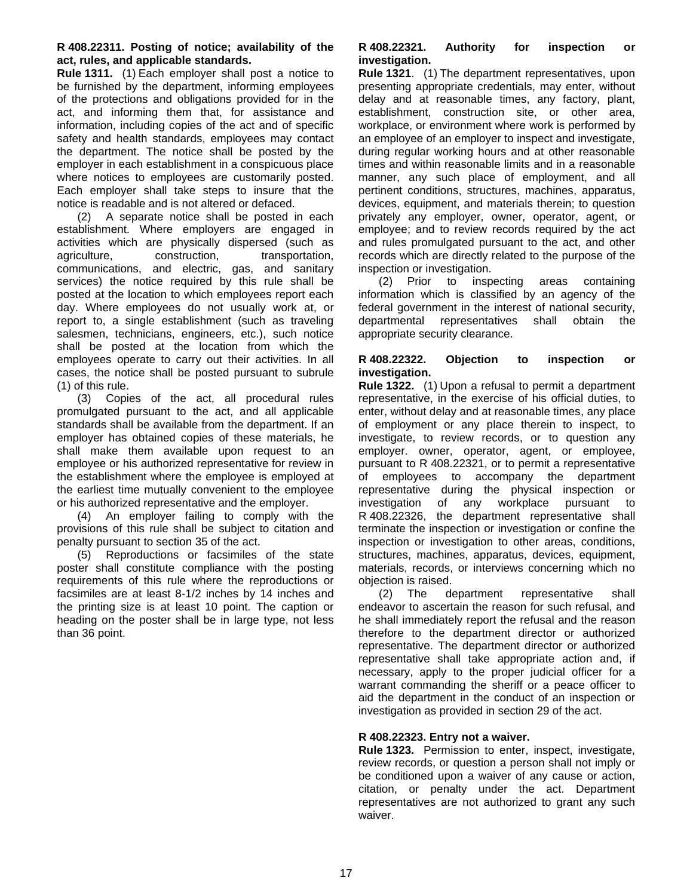**R 408.22311. Posting of notice; availability of the act, rules, and applicable standards.**

**Rule 1311.** (1) Each employer shall post a notice to be furnished by the department, informing employees of the protections and obligations provided for in the act, and informing them that, for assistance and information, including copies of the act and of specific safety and health standards, employees may contact the department. The notice shall be posted by the employer in each establishment in a conspicuous place where notices to employees are customarily posted. Each employer shall take steps to insure that the notice is readable and is not altered or defaced.

(2) A separate notice shall be posted in each establishment. Where employers are engaged in activities which are physically dispersed (such as agriculture, construction, transportation, communications, and electric, gas, and sanitary services) the notice required by this rule shall be posted at the location to which employees report each day. Where employees do not usually work at, or report to, a single establishment (such as traveling salesmen, technicians, engineers, etc.), such notice shall be posted at the location from which the employees operate to carry out their activities. In all cases, the notice shall be posted pursuant to subrule (1) of this rule.

(3) Copies of the act, all procedural rules promulgated pursuant to the act, and all applicable standards shall be available from the department. If an employer has obtained copies of these materials, he shall make them available upon request to an employee or his authorized representative for review in the establishment where the employee is employed at the earliest time mutually convenient to the employee or his authorized representative and the employer.

(4) An employer failing to comply with the provisions of this rule shall be subject to citation and penalty pursuant to section 35 of the act.

(5) Reproductions or facsimiles of the state poster shall constitute compliance with the posting requirements of this rule where the reproductions or facsimiles are at least 8-1/2 inches by 14 inches and the printing size is at least 10 point. The caption or heading on the poster shall be in large type, not less than 36 point.

**R 408.22321. Authority for inspection or investigation.**

**Rule 1321**. (1) The department representatives, upon presenting appropriate credentials, may enter, without delay and at reasonable times, any factory, plant, establishment, construction site, or other area, workplace, or environment where work is performed by an employee of an employer to inspect and investigate, during regular working hours and at other reasonable times and within reasonable limits and in a reasonable manner, any such place of employment, and all pertinent conditions, structures, machines, apparatus, devices, equipment, and materials therein; to question privately any employer, owner, operator, agent, or employee; and to review records required by the act and rules promulgated pursuant to the act, and other records which are directly related to the purpose of the inspection or investigation.

(2) Prior to inspecting areas containing information which is classified by an agency of the federal government in the interest of national security, departmental representatives shall obtain the appropriate security clearance.

**R 408.22322. Objection to inspection or investigation.**

**Rule 1322.** (1) Upon a refusal to permit a department representative, in the exercise of his official duties, to enter, without delay and at reasonable times, any place of employment or any place therein to inspect, to investigate, to review records, or to question any employer. owner, operator, agent, or employee, pursuant to R 408.22321, or to permit a representative of employees to accompany the department representative during the physical inspection or investigation of any workplace pursuant to R 408.22326, the department representative shall terminate the inspection or investigation or confine the inspection or investigation to other areas, conditions, structures, machines, apparatus, devices, equipment, materials, records, or interviews concerning which no objection is raised.

(2) The department representative shall endeavor to ascertain the reason for such refusal, and he shall immediately report the refusal and the reason therefore to the department director or authorized representative. The department director or authorized representative shall take appropriate action and, if necessary, apply to the proper judicial officer for a warrant commanding the sheriff or a peace officer to aid the department in the conduct of an inspection or investigation as provided in section 29 of the act.

**R 408.22323. Entry not a waiver.**

**Rule 1323.** Permission to enter, inspect, investigate, review records, or question a person shall not imply or be conditioned upon a waiver of any cause or action, citation, or penalty under the act. Department representatives are not authorized to grant any such waiver.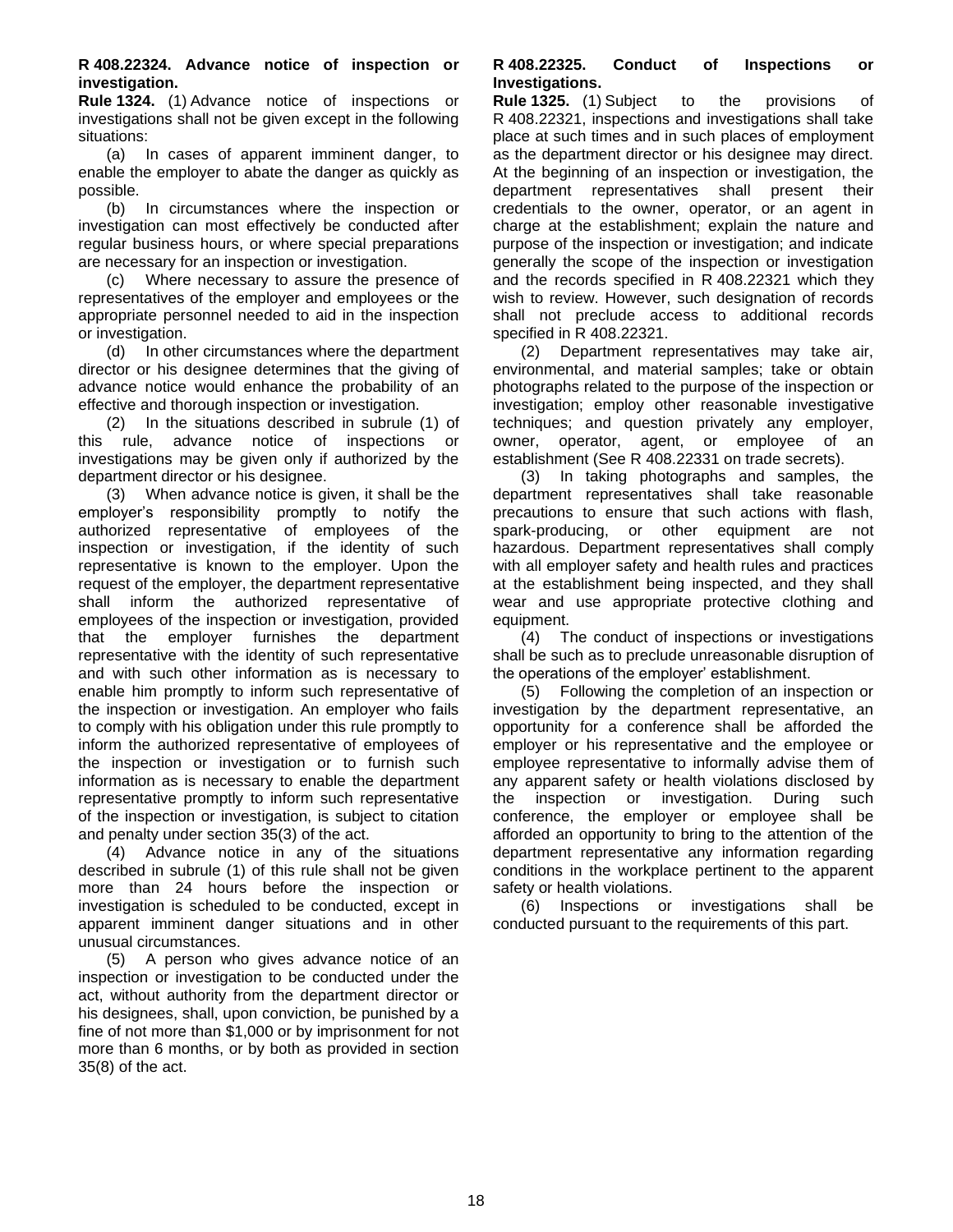**R 408.22324. Advance notice of inspection or investigation.**

**Rule 1324.** (1) Advance notice of inspections or investigations shall not be given except in the following situations:

(a) In cases of apparent imminent danger, to enable the employer to abate the danger as quickly as possible.

(b) In circumstances where the inspection or investigation can most effectively be conducted after regular business hours, or where special preparations are necessary for an inspection or investigation.

(c) Where necessary to assure the presence of representatives of the employer and employees or the appropriate personnel needed to aid in the inspection or investigation.

(d) In other circumstances where the department director or his designee determines that the giving of advance notice would enhance the probability of an effective and thorough inspection or investigation.

(2) In the situations described in subrule (1) of this rule, advance notice of inspections or investigations may be given only if authorized by the department director or his designee.

(3) When advance notice is given, it shall be the employer's responsibility promptly to notify the authorized representative of employees of the inspection or investigation, if the identity of such representative is known to the employer. Upon the request of the employer, the department representative shall inform the authorized representative of employees of the inspection or investigation, provided that the employer furnishes the department representative with the identity of such representative and with such other information as is necessary to enable him promptly to inform such representative of the inspection or investigation. An employer who fails to comply with his obligation under this rule promptly to inform the authorized representative of employees of the inspection or investigation or to furnish such information as is necessary to enable the department representative promptly to inform such representative of the inspection or investigation, is subject to citation and penalty under section 35(3) of the act.

(4) Advance notice in any of the situations described in subrule (1) of this rule shall not be given more than 24 hours before the inspection or investigation is scheduled to be conducted, except in apparent imminent danger situations and in other unusual circumstances.

(5) A person who gives advance notice of an inspection or investigation to be conducted under the act, without authority from the department director or his designees, shall, upon conviction, be punished by a fine of not more than $1,000 or by imprisonment for not more than 6 months, or by both as provided in section 35(8) of the act.

**R 408.22325. Conduct of Inspections or Investigations.**

**Rule 1325.** (1) Subject to the provisions of R 408.22321, inspections and investigations shall take place at such times and in such places of employment as the department director or his designee may direct. At the beginning of an inspection or investigation, the department representatives shall present their credentials to the owner, operator, or an agent in charge at the establishment; explain the nature and purpose of the inspection or investigation; and indicate generally the scope of the inspection or investigation and the records specified in R 408.22321 which they wish to review. However, such designation of records shall not preclude access to additional records specified in R 408.22321.

(2) Department representatives may take air, environmental, and material samples; take or obtain photographs related to the purpose of the inspection or investigation; employ other reasonable investigative techniques; and question privately any employer, owner, operator, agent, or employee of an establishment (See R 408.22331 on trade secrets).

(3) In taking photographs and samples, the department representatives shall take reasonable precautions to ensure that such actions with flash, spark-producing, or other equipment are not hazardous. Department representatives shall comply with all employer safety and health rules and practices at the establishment being inspected, and they shall wear and use appropriate protective clothing and equipment.

(4) The conduct of inspections or investigations shall be such as to preclude unreasonable disruption of the operations of the employer' establishment.

(5) Following the completion of an inspection or investigation by the department representative, an opportunity for a conference shall be afforded the employer or his representative and the employee or employee representative to informally advise them of any apparent safety or health violations disclosed by the inspection or investigation. During such conference, the employer or employee shall be afforded an opportunity to bring to the attention of the department representative any information regarding conditions in the workplace pertinent to the apparent safety or health violations.

(6) Inspections or investigations shall be conducted pursuant to the requirements of this part.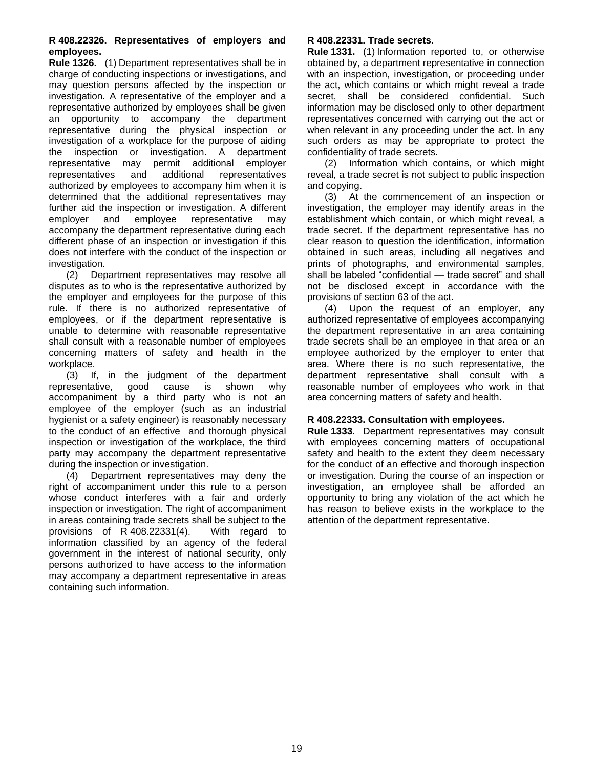**R 408.22326. Representatives of employers and employees.**

**Rule 1326.** (1) Department representatives shall be in charge of conducting inspections or investigations, and may question persons affected by the inspection or investigation. A representative of the employer and a representative authorized by employees shall be given an opportunity to accompany the department representative during the physical inspection or investigation of a workplace for the purpose of aiding the inspection or investigation. A department representative may permit additional employer representatives and additional representatives authorized by employees to accompany him when it is determined that the additional representatives may further aid the inspection or investigation. A different employer and employee representative may accompany the department representative during each different phase of an inspection or investigation if this does not interfere with the conduct of the inspection or investigation.

(2) Department representatives may resolve all disputes as to who is the representative authorized by the employer and employees for the purpose of this rule. If there is no authorized representative of employees, or if the department representative is unable to determine with reasonable representative shall consult with a reasonable number of employees concerning matters of safety and health in the workplace.

(3) If, in the judgment of the department representative, good cause is shown why accompaniment by a third party who is not an employee of the employer (such as an industrial hygienist or a safety engineer) is reasonably necessary to the conduct of an effective and thorough physical inspection or investigation of the workplace, the third party may accompany the department representative during the inspection or investigation.

(4) Department representatives may deny the right of accompaniment under this rule to a person whose conduct interferes with a fair and orderly inspection or investigation. The right of accompaniment in areas containing trade secrets shall be subject to the provisions of R 408.22331(4). With regard to information classified by an agency of the federal government in the interest of national security, only persons authorized to have access to the information may accompany a department representative in areas containing such information.

**R 408.22331. Trade secrets.**

**Rule 1331.** (1) Information reported to, or otherwise obtained by, a department representative in connection with an inspection, investigation, or proceeding under the act, which contains or which might reveal a trade secret, shall be considered confidential. Such information may be disclosed only to other department representatives concerned with carrying out the act or when relevant in any proceeding under the act. In any such orders as may be appropriate to protect the confidentiality of trade secrets.

(2) Information which contains, or which might reveal, a trade secret is not subject to public inspection and copying.

(3) At the commencement of an inspection or investigation, the employer may identify areas in the establishment which contain, or which might reveal, a trade secret. If the department representative has no clear reason to question the identification, information obtained in such areas, including all negatives and prints of photographs, and environmental samples, shall be labeled "confidential — trade secret" and shall not be disclosed except in accordance with the provisions of section 63 of the act.

(4) Upon the request of an employer, any authorized representative of employees accompanying the department representative in an area containing trade secrets shall be an employee in that area or an employee authorized by the employer to enter that area. Where there is no such representative, the department representative shall consult with a reasonable number of employees who work in that area concerning matters of safety and health.

**R 408.22333. Consultation with employees.**

**Rule 1333.** Department representatives may consult with employees concerning matters of occupational safety and health to the extent they deem necessary for the conduct of an effective and thorough inspection or investigation. During the course of an inspection or investigation, an employee shall be afforded an opportunity to bring any violation of the act which he has reason to believe exists in the workplace to the attention of the department representative.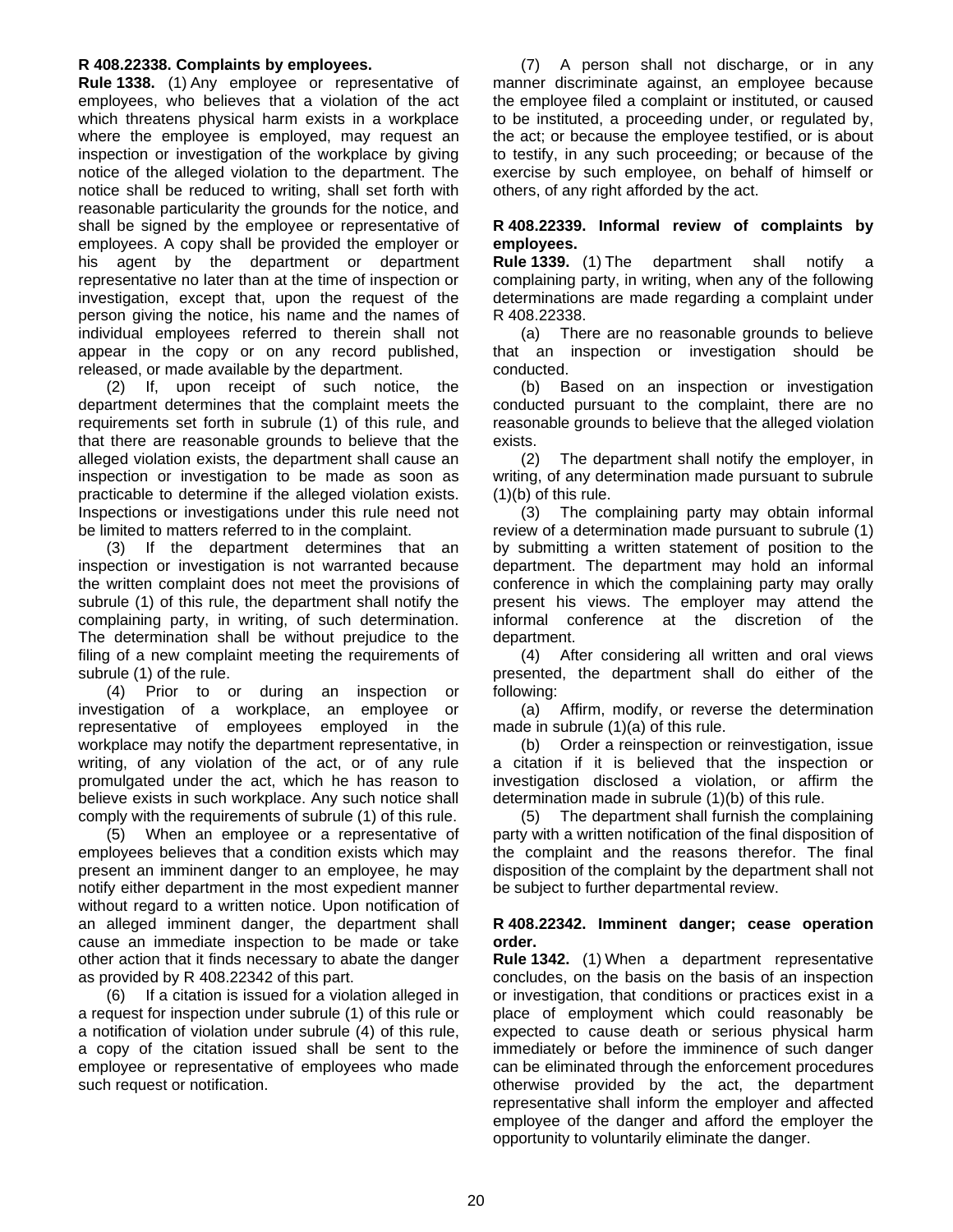**R 408.22338. Complaints by employees.**

**Rule 1338.** (1) Any employee or representative of employees, who believes that a violation of the act which threatens physical harm exists in a workplace where the employee is employed, may request an inspection or investigation of the workplace by giving notice of the alleged violation to the department. The notice shall be reduced to writing, shall set forth with reasonable particularity the grounds for the notice, and shall be signed by the employee or representative of employees. A copy shall be provided the employer or his agent by the department or department representative no later than at the time of inspection or investigation, except that, upon the request of the person giving the notice, his name and the names of individual employees referred to therein shall not appear in the copy or on any record published, released, or made available by the department.

(2) If, upon receipt of such notice, the department determines that the complaint meets the requirements set forth in subrule (1) of this rule, and that there are reasonable grounds to believe that the alleged violation exists, the department shall cause an inspection or investigation to be made as soon as practicable to determine if the alleged violation exists. Inspections or investigations under this rule need not be limited to matters referred to in the complaint.

(3) If the department determines that an inspection or investigation is not warranted because the written complaint does not meet the provisions of subrule (1) of this rule, the department shall notify the complaining party, in writing, of such determination. The determination shall be without prejudice to the filing of a new complaint meeting the requirements of subrule (1) of the rule.

(4) Prior to or during an inspection or investigation of a workplace, an employee or representative of employees employed in the workplace may notify the department representative, in writing, of any violation of the act, or of any rule promulgated under the act, which he has reason to believe exists in such workplace. Any such notice shall comply with the requirements of subrule (1) of this rule.

(5) When an employee or a representative of employees believes that a condition exists which may present an imminent danger to an employee, he may notify either department in the most expedient manner without regard to a written notice. Upon notification of an alleged imminent danger, the department shall cause an immediate inspection to be made or take other action that it finds necessary to abate the danger as provided by R 408.22342 of this part.

(6) If a citation is issued for a violation alleged in a request for inspection under subrule (1) of this rule or a notification of violation under subrule (4) of this rule, a copy of the citation issued shall be sent to the employee or representative of employees who made such request or notification.

(7) A person shall not discharge, or in any manner discriminate against, an employee because the employee filed a complaint or instituted, or caused to be instituted, a proceeding under, or regulated by, the act; or because the employee testified, or is about to testify, in any such proceeding; or because of the exercise by such employee, on behalf of himself or others, of any right afforded by the act.

**R 408.22339. Informal review of complaints by employees.**

**Rule 1339.** (1) The department shall notify a complaining party, in writing, when any of the following determinations are made regarding a complaint under R 408.22338.

(a) There are no reasonable grounds to believe that an inspection or investigation should be conducted.

(b) Based on an inspection or investigation conducted pursuant to the complaint, there are no reasonable grounds to believe that the alleged violation exists.

(2) The department shall notify the employer, in writing, of any determination made pursuant to subrule (1)(b) of this rule.

(3) The complaining party may obtain informal review of a determination made pursuant to subrule (1) by submitting a written statement of position to the department. The department may hold an informal conference in which the complaining party may orally present his views. The employer may attend the informal conference at the discretion of the department.

(4) After considering all written and oral views presented, the department shall do either of the following:

(a) Affirm, modify, or reverse the determination made in subrule (1)(a) of this rule.

(b) Order a reinspection or reinvestigation, issue a citation if it is believed that the inspection or investigation disclosed a violation, or affirm the determination made in subrule (1)(b) of this rule.

(5) The department shall furnish the complaining party with a written notification of the final disposition of the complaint and the reasons therefor. The final disposition of the complaint by the department shall not be subject to further departmental review.

**R 408.22342. Imminent danger; cease operation order.**

**Rule 1342.** (1) When a department representative concludes, on the basis on the basis of an inspection or investigation, that conditions or practices exist in a place of employment which could reasonably be expected to cause death or serious physical harm immediately or before the imminence of such danger can be eliminated through the enforcement procedures otherwise provided by the act, the department representative shall inform the employer and affected employee of the danger and afford the employer the opportunity to voluntarily eliminate the danger.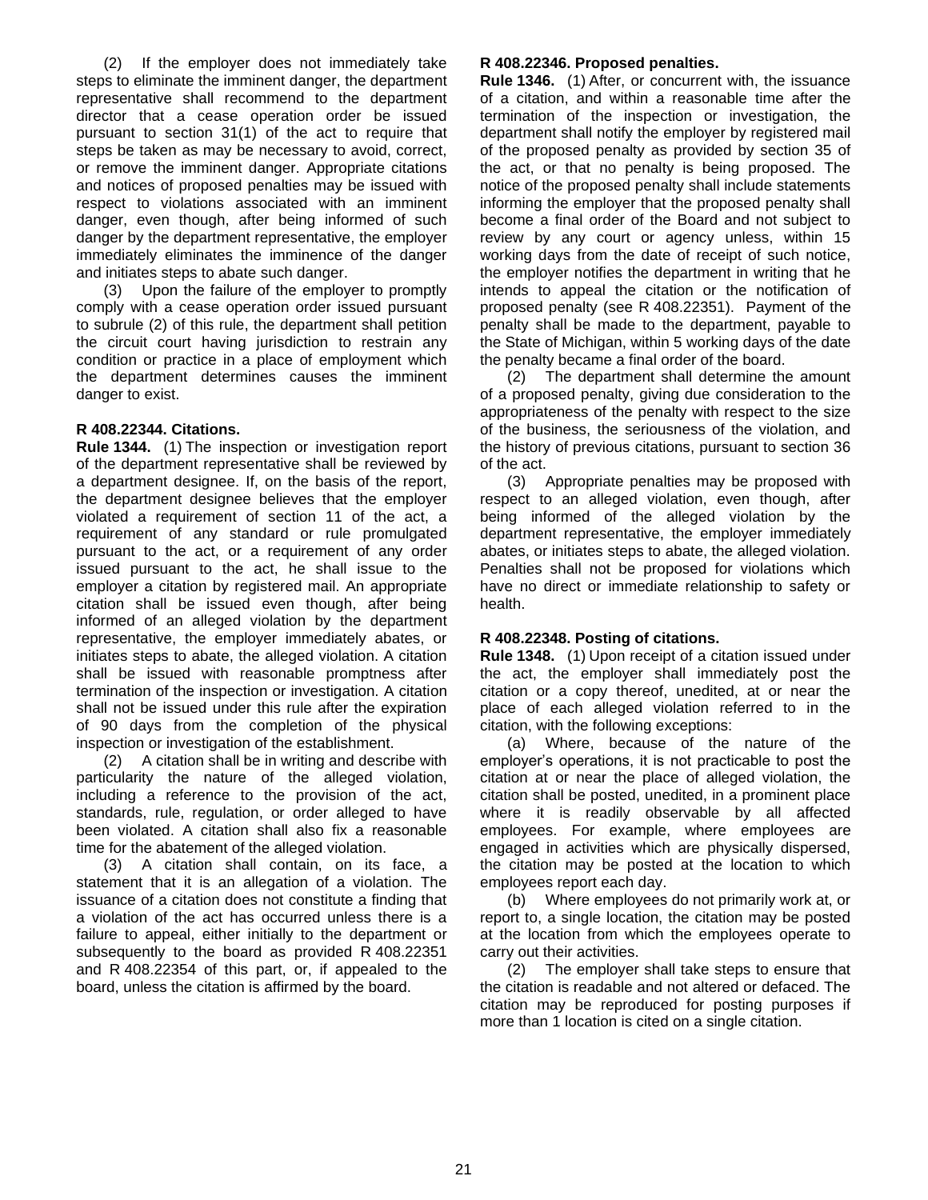(2) If the employer does not immediately take steps to eliminate the imminent danger, the department representative shall recommend to the department director that a cease operation order be issued pursuant to section 31(1) of the act to require that steps be taken as may be necessary to avoid, correct, or remove the imminent danger. Appropriate citations and notices of proposed penalties may be issued with respect to violations associated with an imminent danger, even though, after being informed of such danger by the department representative, the employer immediately eliminates the imminence of the danger and initiates steps to abate such danger.

(3) Upon the failure of the employer to promptly comply with a cease operation order issued pursuant to subrule (2) of this rule, the department shall petition the circuit court having jurisdiction to restrain any condition or practice in a place of employment which the department determines causes the imminent danger to exist.

**R 408.22344. Citations.**

**Rule 1344.** (1) The inspection or investigation report of the department representative shall be reviewed by a department designee. If, on the basis of the report, the department designee believes that the employer violated a requirement of section 11 of the act, a requirement of any standard or rule promulgated pursuant to the act, or a requirement of any order issued pursuant to the act, he shall issue to the employer a citation by registered mail. An appropriate citation shall be issued even though, after being informed of an alleged violation by the department representative, the employer immediately abates, or initiates steps to abate, the alleged violation. A citation shall be issued with reasonable promptness after termination of the inspection or investigation. A citation shall not be issued under this rule after the expiration of 90 days from the completion of the physical inspection or investigation of the establishment.

(2) A citation shall be in writing and describe with particularity the nature of the alleged violation, including a reference to the provision of the act, standards, rule, regulation, or order alleged to have been violated. A citation shall also fix a reasonable time for the abatement of the alleged violation.

(3) A citation shall contain, on its face, a statement that it is an allegation of a violation. The issuance of a citation does not constitute a finding that a violation of the act has occurred unless there is a failure to appeal, either initially to the department or subsequently to the board as provided R 408.22351 and R 408.22354 of this part, or, if appealed to the board, unless the citation is affirmed by the board.

**R 408.22346. Proposed penalties.**

**Rule 1346.** (1) After, or concurrent with, the issuance of a citation, and within a reasonable time after the termination of the inspection or investigation, the department shall notify the employer by registered mail of the proposed penalty as provided by section 35 of the act, or that no penalty is being proposed. The notice of the proposed penalty shall include statements informing the employer that the proposed penalty shall become a final order of the Board and not subject to review by any court or agency unless, within 15 working days from the date of receipt of such notice, the employer notifies the department in writing that he intends to appeal the citation or the notification of proposed penalty (see R 408.22351). Payment of the penalty shall be made to the department, payable to the State of Michigan, within 5 working days of the date the penalty became a final order of the board.

(2) The department shall determine the amount of a proposed penalty, giving due consideration to the appropriateness of the penalty with respect to the size of the business, the seriousness of the violation, and the history of previous citations, pursuant to section 36 of the act.

(3) Appropriate penalties may be proposed with respect to an alleged violation, even though, after being informed of the alleged violation by the department representative, the employer immediately abates, or initiates steps to abate, the alleged violation. Penalties shall not be proposed for violations which have no direct or immediate relationship to safety or health.

**R 408.22348. Posting of citations.**

**Rule 1348.** (1) Upon receipt of a citation issued under the act, the employer shall immediately post the citation or a copy thereof, unedited, at or near the place of each alleged violation referred to in the citation, with the following exceptions:

(a) Where, because of the nature of the employer's operations, it is not practicable to post the citation at or near the place of alleged violation, the citation shall be posted, unedited, in a prominent place where it is readily observable by all affected employees. For example, where employees are engaged in activities which are physically dispersed, the citation may be posted at the location to which employees report each day.

(b) Where employees do not primarily work at, or report to, a single location, the citation may be posted at the location from which the employees operate to carry out their activities.

(2) The employer shall take steps to ensure that the citation is readable and not altered or defaced. The citation may be reproduced for posting purposes if more than 1 location is cited on a single citation.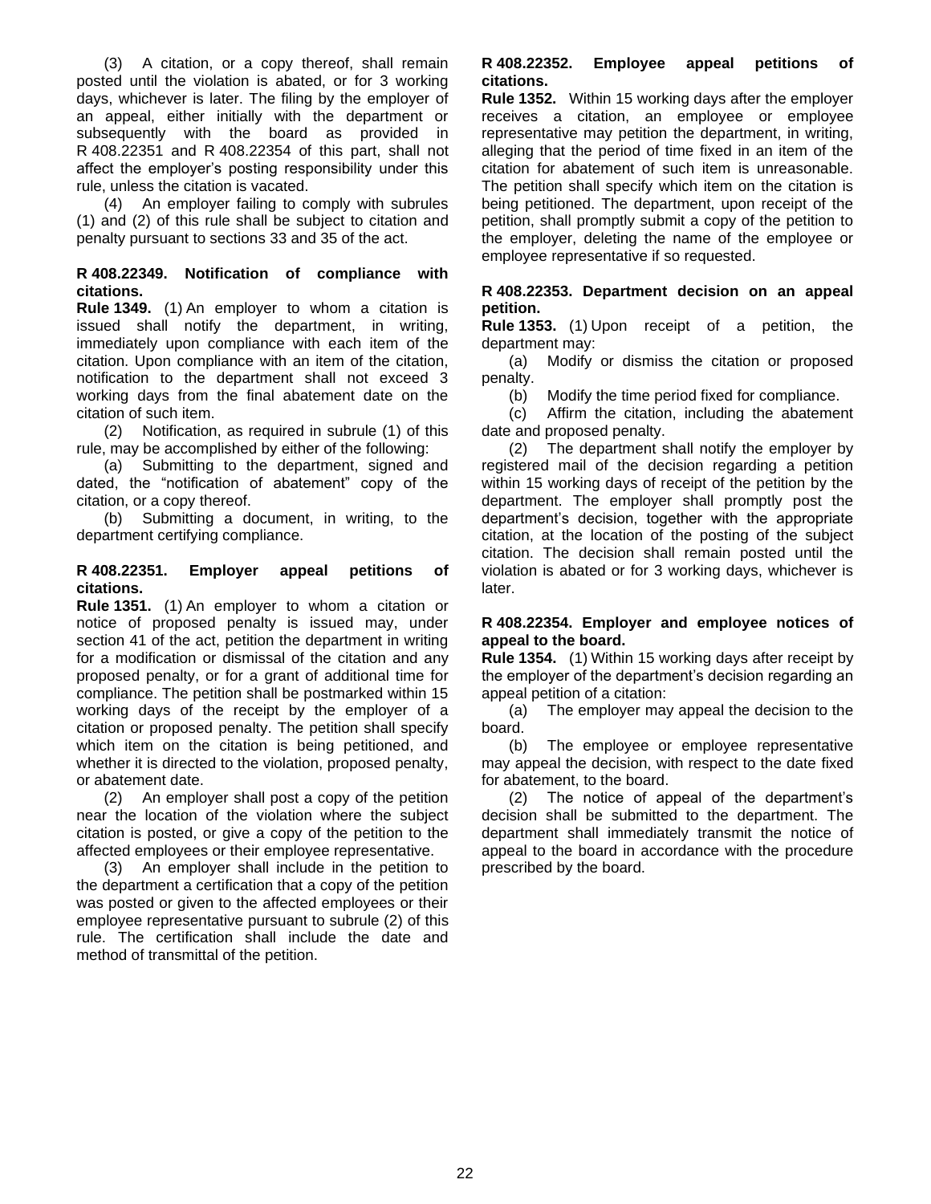(3) A citation, or a copy thereof, shall remain posted until the violation is abated, or for 3 working days, whichever is later. The filing by the employer of an appeal, either initially with the department or subsequently with the board as provided in R 408.22351 and R 408.22354 of this part, shall not affect the employer's posting responsibility under this rule, unless the citation is vacated.

(4) An employer failing to comply with subrules (1) and (2) of this rule shall be subject to citation and penalty pursuant to sections 33 and 35 of the act.

### R 408.22349. Notification of compliance with citations.

**Rule 1349.** (1) An employer to whom a citation is issued shall notify the department, in writing, immediately upon compliance with each item of the citation. Upon compliance with an item of the citation, notification to the department shall not exceed 3 working days from the final abatement date on the citation of such item.

(2) Notification, as required in subrule (1) of this rule, may be accomplished by either of the following:

(a) Submitting to the department, signed and dated, the "notification of abatement" copy of the citation, or a copy thereof.

(b) Submitting a document, in writing, to the department certifying compliance.

### R 408.22351. Employer appeal petitions of citations.

**Rule 1351.** (1) An employer to whom a citation or notice of proposed penalty is issued may, under section 41 of the act, petition the department in writing for a modification or dismissal of the citation and any proposed penalty, or for a grant of additional time for compliance. The petition shall be postmarked within 15 working days of the receipt by the employer of a citation or proposed penalty. The petition shall specify which item on the citation is being petitioned, and whether it is directed to the violation, proposed penalty, or abatement date.

(2) An employer shall post a copy of the petition near the location of the violation where the subject citation is posted, or give a copy of the petition to the affected employees or their employee representative.

(3) An employer shall include in the petition to the department a certification that a copy of the petition was posted or given to the affected employees or their employee representative pursuant to subrule (2) of this rule. The certification shall include the date and method of transmittal of the petition.

### R 408.22352. Employee appeal petitions of citations.

**Rule 1352.** Within 15 working days after the employer receives a citation, an employee or employee representative may petition the department, in writing, alleging that the period of time fixed in an item of the citation for abatement of such item is unreasonable. The petition shall specify which item on the citation is being petitioned. The department, upon receipt of the petition, shall promptly submit a copy of the petition to the employer, deleting the name of the employee or employee representative if so requested.

### R 408.22353. Department decision on an appeal petition.

**Rule 1353.** (1) Upon receipt of a petition, the department may:

(a) Modify or dismiss the citation or proposed penalty.

(b) Modify the time period fixed for compliance.

(c) Affirm the citation, including the abatement date and proposed penalty.

(2) The department shall notify the employer by registered mail of the decision regarding a petition within 15 working days of receipt of the petition by the department. The employer shall promptly post the department's decision, together with the appropriate citation, at the location of the posting of the subject citation. The decision shall remain posted until the violation is abated or for 3 working days, whichever is later.

### R 408.22354. Employer and employee notices of appeal to the board.

**Rule 1354.** (1) Within 15 working days after receipt by the employer of the department's decision regarding an appeal petition of a citation:

(a) The employer may appeal the decision to the board.

(b) The employee or employee representative may appeal the decision, with respect to the date fixed for abatement, to the board.

(2) The notice of appeal of the department's decision shall be submitted to the department. The department shall immediately transmit the notice of appeal to the board in accordance with the procedure prescribed by the board.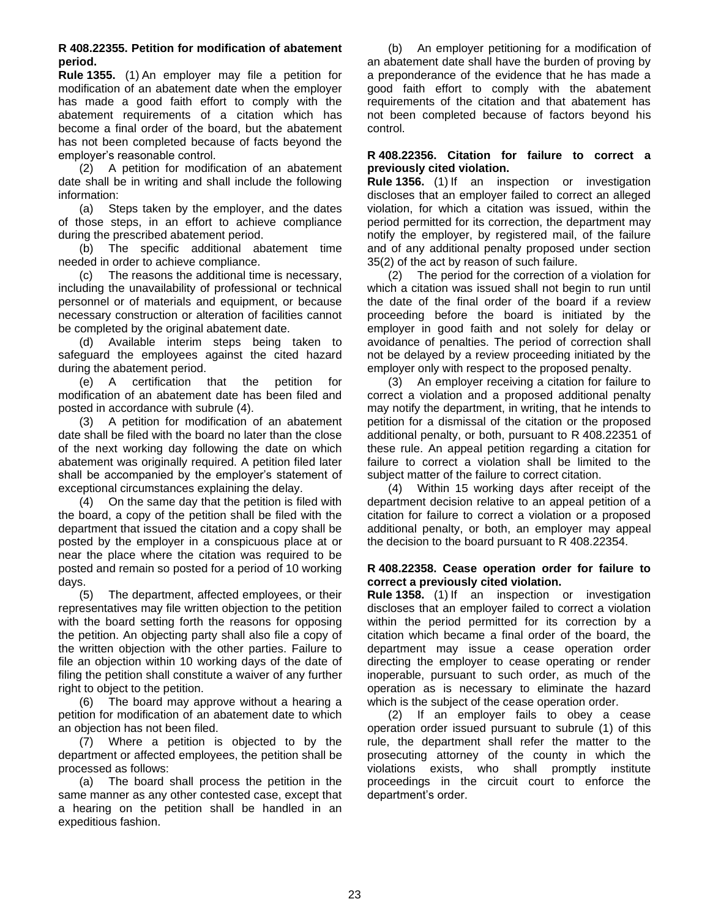**R 408.22355. Petition for modification of abatement period.**

**Rule 1355.** (1) An employer may file a petition for modification of an abatement date when the employer has made a good faith effort to comply with the abatement requirements of a citation which has become a final order of the board, but the abatement has not been completed because of facts beyond the employer's reasonable control.

(2) A petition for modification of an abatement date shall be in writing and shall include the following information:

(a) Steps taken by the employer, and the dates of those steps, in an effort to achieve compliance during the prescribed abatement period.

(b) The specific additional abatement time needed in order to achieve compliance.

(c) The reasons the additional time is necessary, including the unavailability of professional or technical personnel or of materials and equipment, or because necessary construction or alteration of facilities cannot be completed by the original abatement date.

(d) Available interim steps being taken to safeguard the employees against the cited hazard during the abatement period.

(e) A certification that the petition for modification of an abatement date has been filed and posted in accordance with subrule (4).

(3) A petition for modification of an abatement date shall be filed with the board no later than the close of the next working day following the date on which abatement was originally required. A petition filed later shall be accompanied by the employer's statement of exceptional circumstances explaining the delay.

(4) On the same day that the petition is filed with the board, a copy of the petition shall be filed with the department that issued the citation and a copy shall be posted by the employer in a conspicuous place at or near the place where the citation was required to be posted and remain so posted for a period of 10 working days.

(5) The department, affected employees, or their representatives may file written objection to the petition with the board setting forth the reasons for opposing the petition. An objecting party shall also file a copy of the written objection with the other parties. Failure to file an objection within 10 working days of the date of filing the petition shall constitute a waiver of any further right to object to the petition.

(6) The board may approve without a hearing a petition for modification of an abatement date to which an objection has not been filed.

(7) Where a petition is objected to by the department or affected employees, the petition shall be processed as follows:

(a) The board shall process the petition in the same manner as any other contested case, except that a hearing on the petition shall be handled in an expeditious fashion.

(b) An employer petitioning for a modification of an abatement date shall have the burden of proving by a preponderance of the evidence that he has made a good faith effort to comply with the abatement requirements of the citation and that abatement has not been completed because of factors beyond his control.

**R 408.22356. Citation for failure to correct a previously cited violation.**

**Rule 1356.** (1) If an inspection or investigation discloses that an employer failed to correct an alleged violation, for which a citation was issued, within the period permitted for its correction, the department may notify the employer, by registered mail, of the failure and of any additional penalty proposed under section 35(2) of the act by reason of such failure.

(2) The period for the correction of a violation for which a citation was issued shall not begin to run until the date of the final order of the board if a review proceeding before the board is initiated by the employer in good faith and not solely for delay or avoidance of penalties. The period of correction shall not be delayed by a review proceeding initiated by the employer only with respect to the proposed penalty.

(3) An employer receiving a citation for failure to correct a violation and a proposed additional penalty may notify the department, in writing, that he intends to petition for a dismissal of the citation or the proposed additional penalty, or both, pursuant to R 408.22351 of these rule. An appeal petition regarding a citation for failure to correct a violation shall be limited to the subject matter of the failure to correct citation.

(4) Within 15 working days after receipt of the department decision relative to an appeal petition of a citation for failure to correct a violation or a proposed additional penalty, or both, an employer may appeal the decision to the board pursuant to R 408.22354.

**R 408.22358. Cease operation order for failure to correct a previously cited violation.**

**Rule 1358.** (1) If an inspection or investigation discloses that an employer failed to correct a violation within the period permitted for its correction by a citation which became a final order of the board, the department may issue a cease operation order directing the employer to cease operating or render inoperable, pursuant to such order, as much of the operation as is necessary to eliminate the hazard which is the subject of the cease operation order.

(2) If an employer fails to obey a cease operation order issued pursuant to subrule (1) of this rule, the department shall refer the matter to the prosecuting attorney of the county in which the violations exists, who shall promptly institute proceedings in the circuit court to enforce the department's order.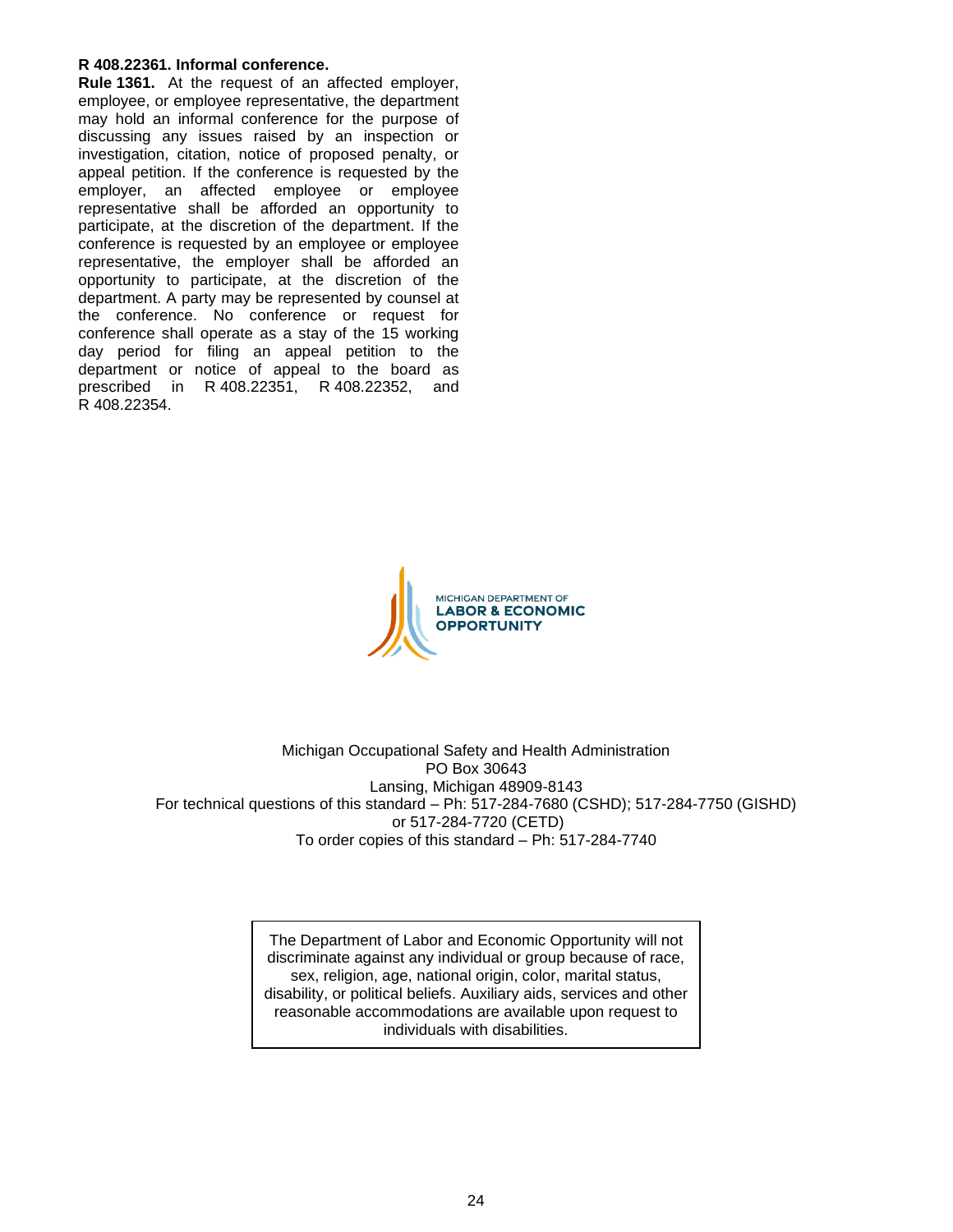**R 408.22361. Informal conference.**

**Rule 1361.** At the request of an affected employer, employee, or employee representative, the department may hold an informal conference for the purpose of discussing any issues raised by an inspection or investigation, citation, notice of proposed penalty, or appeal petition. If the conference is requested by the employer, an affected employee or employee representative shall be afforded an opportunity to participate, at the discretion of the department. If the conference is requested by an employee or employee representative, the employer shall be afforded an opportunity to participate, at the discretion of the department. A party may be represented by counsel at the conference. No conference or request for conference shall operate as a stay of the 15 working day period for filing an appeal petition to the department or notice of appeal to the board as prescribed in R 408.22351, R 408.22352, and R 408.22354.

MICHIGAN DEPARTMENT OF
LABOR & ECONOMIC
OPPORTUNITY

Michigan Occupational Safety and Health Administration
PO Box 30643
Lansing, Michigan 48909-8143
For technical questions of this standard – Ph: 517-284-7680 (CSHD); 517-284-7750 (GISHD)
or 517-284-7720 (CETD)
To order copies of this standard – Ph: 517-284-7740

The Department of Labor and Economic Opportunity will not discriminate against any individual or group because of race, sex, religion, age, national origin, color, marital status, disability, or political beliefs. Auxiliary aids, services and other reasonable accommodations are available upon request to individuals with disabilities.